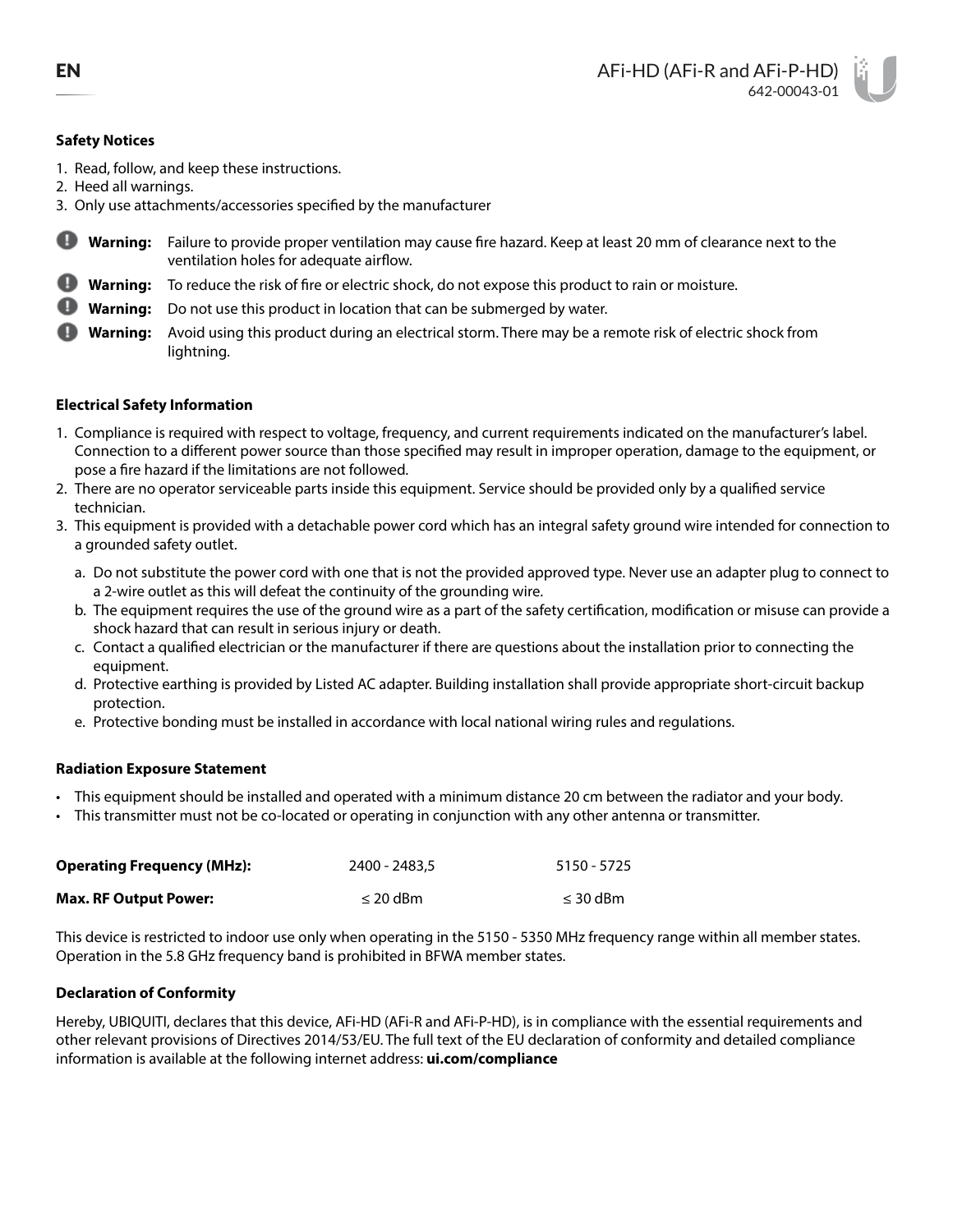EN

# AFi-HD (AFi-R and AFi-P-HD)

642-00043-01

## Safety Notices

1. Read, follow, and keep these instructions.
2. Heed all warnings.
3. Only use attachments/accessories specified by the manufacturer

**Warning:** Failure to provide proper ventilation may cause fire hazard. Keep at least 20 mm of clearance next to the ventilation holes for adequate airflow.

**Warning:** To reduce the risk of fire or electric shock, do not expose this product to rain or moisture.

**Warning:** Do not use this product in location that can be submerged by water.

**Warning:** Avoid using this product during an electrical storm. There may be a remote risk of electric shock from lightning.

## Electrical Safety Information

1. Compliance is required with respect to voltage, frequency, and current requirements indicated on the manufacturer's label. Connection to a different power source than those specified may result in improper operation, damage to the equipment, or pose a fire hazard if the limitations are not followed.
2. There are no operator serviceable parts inside this equipment. Service should be provided only by a qualified service technician.
3. This equipment is provided with a detachable power cord which has an integral safety ground wire intended for connection to a grounded safety outlet.
   a. Do not substitute the power cord with one that is not the provided approved type. Never use an adapter plug to connect to a 2-wire outlet as this will defeat the continuity of the grounding wire.
   b. The equipment requires the use of the ground wire as a part of the safety certification, modification or misuse can provide a shock hazard that can result in serious injury or death.
   c. Contact a qualified electrician or the manufacturer if there are questions about the installation prior to connecting the equipment.
   d. Protective earthing is provided by Listed AC adapter. Building installation shall provide appropriate short-circuit backup protection.
   e. Protective bonding must be installed in accordance with local national wiring rules and regulations.

## Radiation Exposure Statement

- This equipment should be installed and operated with a minimum distance 20 cm between the radiator and your body.
- This transmitter must not be co-located or operating in conjunction with any other antenna or transmitter.

| | | |
|---|---|---|
| **Operating Frequency (MHz):** | 2400 - 2483,5 | 5150 - 5725 |
| **Max. RF Output Power:** | ≤ 20 dBm | ≤ 30 dBm |

This device is restricted to indoor use only when operating in the 5150 - 5350 MHz frequency range within all member states. Operation in the 5.8 GHz frequency band is prohibited in BFWA member states.

## Declaration of Conformity

Hereby, UBIQUITI, declares that this device, AFi-HD (AFi-R and AFi-P-HD), is in compliance with the essential requirements and other relevant provisions of Directives 2014/53/EU. The full text of the EU declaration of conformity and detailed compliance information is available at the following internet address: **ui.com/compliance**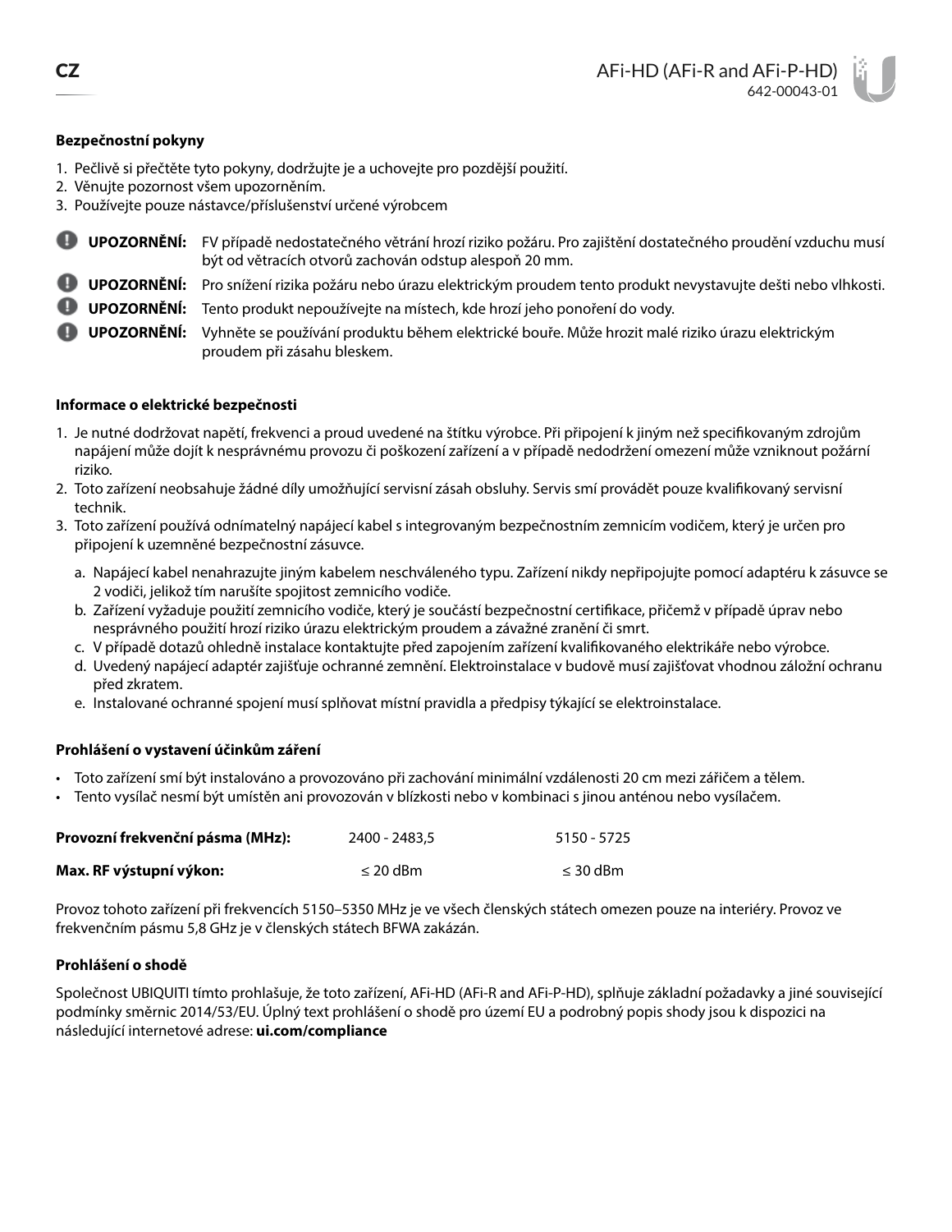## Bezpečnostní pokyny

1. Pečlivě si přečtěte tyto pokyny, dodržujte je a uchovejte pro pozdější použití.
2. Věnujte pozornost všem upozorněním.
3. Používejte pouze nástavce/příslušenství určené výrobcem

**UPOZORNĚNÍ:** FV případě nedostatečného větrání hrozí riziko požáru. Pro zajištění dostatečného proudění vzduchu musí být od větracích otvorů zachován odstup alespoň 20 mm.

**UPOZORNĚNÍ:** Pro snížení rizika požáru nebo úrazu elektrickým proudem tento produkt nevystavujte dešti nebo vlhkosti.

**UPOZORNĚNÍ:** Tento produkt nepoužívejte na místech, kde hrozí jeho ponoření do vody.

**UPOZORNĚNÍ:** Vyhněte se používání produktu během elektrické bouře. Může hrozit malé riziko úrazu elektrickým proudem při zásahu bleskem.

## Informace o elektrické bezpečnosti

1. Je nutné dodržovat napětí, frekvenci a proud uvedené na štítku výrobce. Při připojení k jiným než specifikovaným zdrojům napájení může dojít k nesprávnému provozu či poškození zařízení a v případě nedodržení omezení může vzniknout požární riziko.
2. Toto zařízení neobsahuje žádné díly umožňující servisní zásah obsluhy. Servis smí provádět pouze kvalifikovaný servisní technik.
3. Toto zařízení používá odnímatelný napájecí kabel s integrovaným bezpečnostním zemnicím vodičem, který je určen pro připojení k uzemněné bezpečnostní zásuvce.
   a. Napájecí kabel nenahrazujte jiným kabelem neschváleného typu. Zařízení nikdy nepřipojujte pomocí adaptéru k zásuvce se 2 vodiči, jelikož tím narušíte spojitost zemnicího vodiče.
   b. Zařízení vyžaduje použití zemnicího vodiče, který je součástí bezpečnostní certifikace, přičemž v případě úprav nebo nesprávného použití hrozí riziko úrazu elektrickým proudem a závažné zranění či smrt.
   c. V případě dotazů ohledně instalace kontaktujte před zapojením zařízení kvalifikovaného elektrikáře nebo výrobce.
   d. Uvedený napájecí adaptér zajišťuje ochranné zemnění. Elektroinstalace v budově musí zajišťovat vhodnou záložní ochranu před zkratem.
   e. Instalované ochranné spojení musí splňovat místní pravidla a předpisy týkající se elektroinstalace.

## Prohlášení o vystavení účinkům záření

- Toto zařízení smí být instalováno a provozováno při zachování minimální vzdálenosti 20 cm mezi zářičem a tělem.
- Tento vysílač nesmí být umístěn ani provozován v blízkosti nebo v kombinaci s jinou anténou nebo vysílačem.

| | | |
|---|---|---|
| **Provozní frekvenční pásma (MHz):** | 2400 - 2483,5 | 5150 - 5725 |
| **Max. RF výstupní výkon:** | ≤ 20 dBm | ≤ 30 dBm |

Provoz tohoto zařízení při frekvencích 5150–5350 MHz je ve všech členských státech omezen pouze na interiéry. Provoz ve frekvenčním pásmu 5,8 GHz je v členských státech BFWA zakázán.

## Prohlášení o shodě

Společnost UBIQUITI tímto prohlašuje, že toto zařízení, AFi-HD (AFi-R and AFi-P-HD), splňuje základní požadavky a jiné související podmínky směrnic 2014/53/EU. Úplný text prohlášení o shodě pro území EU a podrobný popis shody jsou k dispozici na následující internetové adrese: **ui.com/compliance**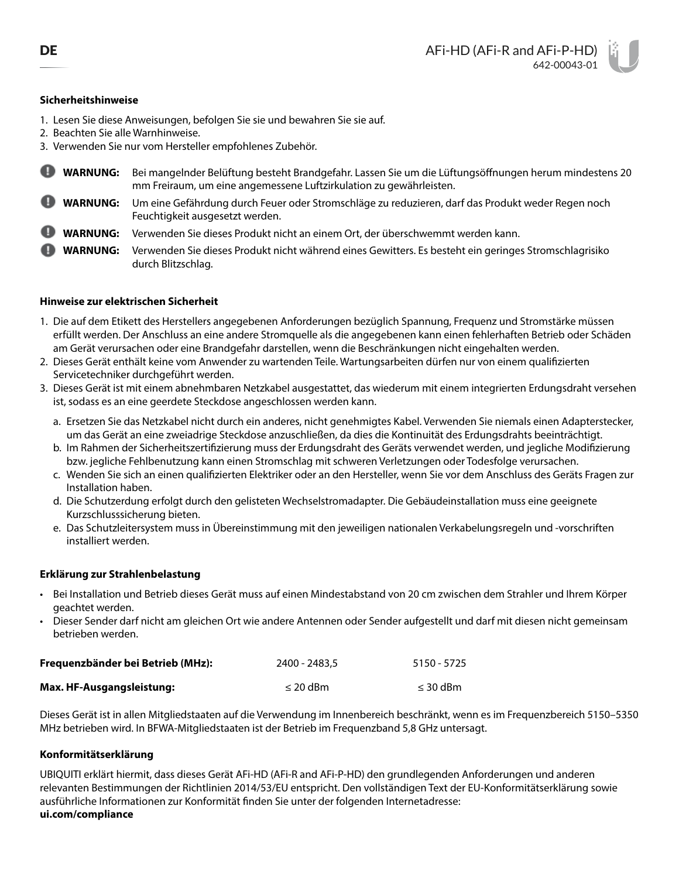**Sicherheitshinweise**

1. Lesen Sie diese Anweisungen, befolgen Sie sie und bewahren Sie sie auf.
2. Beachten Sie alle Warnhinweise.
3. Verwenden Sie nur vom Hersteller empfohlenes Zubehör.

**WARNUNG:** Bei mangelnder Belüftung besteht Brandgefahr. Lassen Sie um die Lüftungsöffnungen herum mindestens 20 mm Freiraum, um eine angemessene Luftzirkulation zu gewährleisten.

**WARNUNG:** Um eine Gefährdung durch Feuer oder Stromschläge zu reduzieren, darf das Produkt weder Regen noch Feuchtigkeit ausgesetzt werden.

**WARNUNG:** Verwenden Sie dieses Produkt nicht an einem Ort, der überschwemmt werden kann.

**WARNUNG:** Verwenden Sie dieses Produkt nicht während eines Gewitters. Es besteht ein geringes Stromschlagrisiko durch Blitzschlag.

**Hinweise zur elektrischen Sicherheit**

1. Die auf dem Etikett des Herstellers angegebenen Anforderungen bezüglich Spannung, Frequenz und Stromstärke müssen erfüllt werden. Der Anschluss an eine andere Stromquelle als die angegebenen kann einen fehlerhaften Betrieb oder Schäden am Gerät verursachen oder eine Brandgefahr darstellen, wenn die Beschränkungen nicht eingehalten werden.
2. Dieses Gerät enthält keine vom Anwender zu wartenden Teile. Wartungsarbeiten dürfen nur von einem qualifizierten Servicetechniker durchgeführt werden.
3. Dieses Gerät ist mit einem abnehmbaren Netzkabel ausgestattet, das wiederum mit einem integrierten Erdungsdraht versehen ist, sodass es an eine geerdete Steckdose angeschlossen werden kann.
   a. Ersetzen Sie das Netzkabel nicht durch ein anderes, nicht genehmigtes Kabel. Verwenden Sie niemals einen Adapterstecker, um das Gerät an eine zweiadrige Steckdose anzuschließen, da dies die Kontinuität des Erdungsdrahts beeinträchtigt.
   b. Im Rahmen der Sicherheitszertifizierung muss der Erdungsdraht des Geräts verwendet werden, und jegliche Modifizierung bzw. jegliche Fehlbenutzung kann einen Stromschlag mit schweren Verletzungen oder Todesfolge verursachen.
   c. Wenden Sie sich an einen qualifizierten Elektriker oder an den Hersteller, wenn Sie vor dem Anschluss des Geräts Fragen zur Installation haben.
   d. Die Schutzerdung erfolgt durch den gelisteten Wechselstromadapter. Die Gebäudeinstallation muss eine geeignete Kurzschlusssicherung bieten.
   e. Das Schutzleitersystem muss in Übereinstimmung mit den jeweiligen nationalen Verkabelungsregeln und -vorschriften installiert werden.

**Erklärung zur Strahlenbelastung**

- Bei Installation und Betrieb dieses Gerät muss auf einen Mindestabstand von 20 cm zwischen dem Strahler und Ihrem Körper geachtet werden.
- Dieser Sender darf nicht am gleichen Ort wie andere Antennen oder Sender aufgestellt und darf mit diesen nicht gemeinsam betrieben werden.

| **Frequenzbänder bei Betrieb (MHz):** | 2400 - 2483,5 | 5150 - 5725 |
|---|---|---|
| **Max. HF-Ausgangsleistung:** | ≤ 20 dBm | ≤ 30 dBm |

Dieses Gerät ist in allen Mitgliedstaaten auf die Verwendung im Innenbereich beschränkt, wenn es im Frequenzbereich 5150–5350 MHz betrieben wird. In BFWA-Mitgliedstaaten ist der Betrieb im Frequenzband 5,8 GHz untersagt.

**Konformitätserklärung**

UBIQUITI erklärt hiermit, dass dieses Gerät AFi-HD (AFi-R and AFi-P-HD) den grundlegenden Anforderungen und anderen relevanten Bestimmungen der Richtlinien 2014/53/EU entspricht. Den vollständigen Text der EU-Konformitätserklärung sowie ausführliche Informationen zur Konformität finden Sie unter der folgenden Internetadresse:
**ui.com/compliance**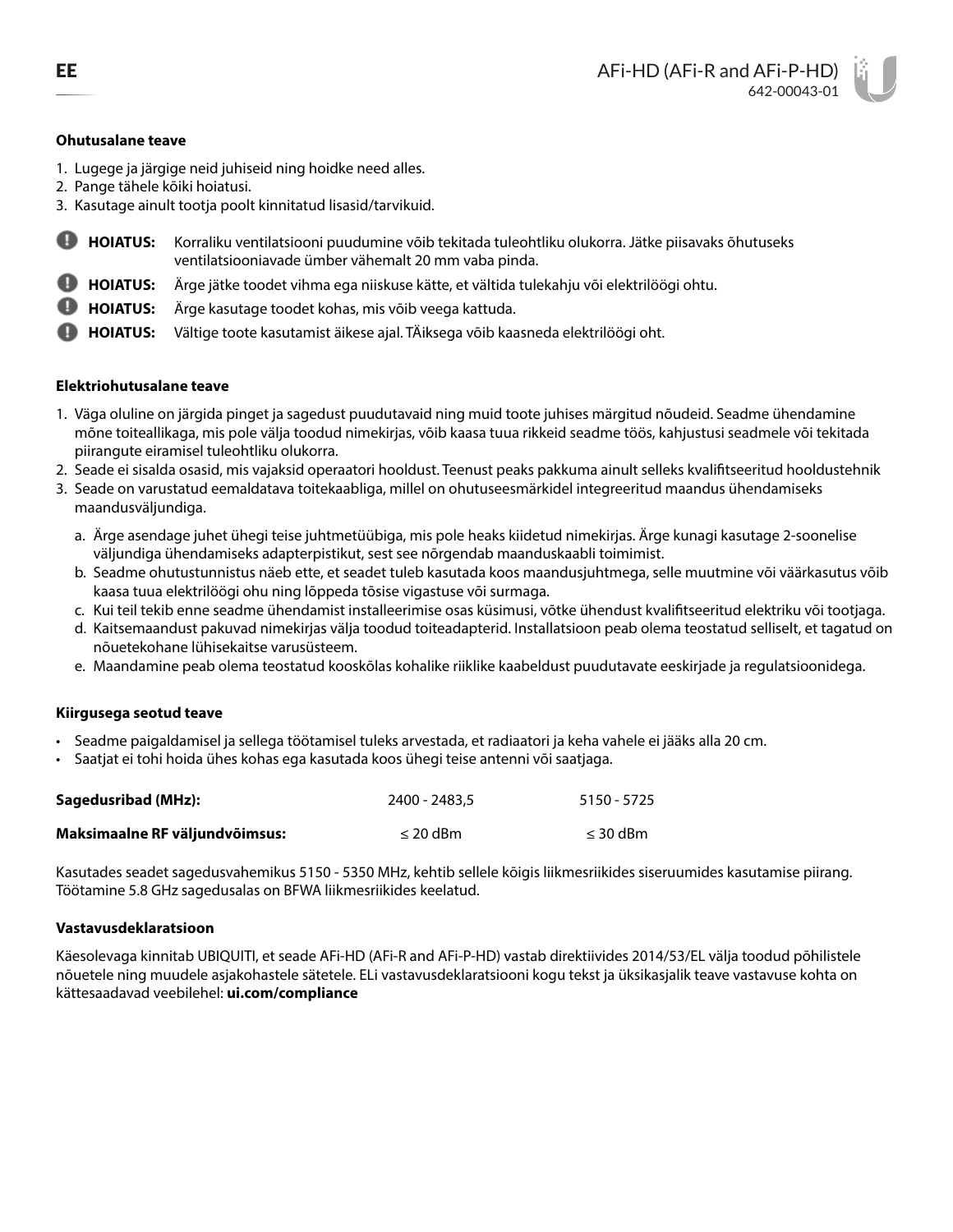EE

# AFi-HD (AFi-R and AFi-P-HD)

642-00043-01

### Ohutusalane teave

1. Lugege ja järgige neid juhiseid ning hoidke need alles.
2. Pange tähele kõiki hoiatusi.
3. Kasutage ainult tootja poolt kinnitatud lisasid/tarvikuid.

**HOIATUS:** Korraliku ventilatsiooni puudumine võib tekitada tuleohtliku olukorra. Jätke piisavaks õhutuseks ventilatsiooniavade ümber vähemalt 20 mm vaba pinda.

**HOIATUS:** Ärge jätke toodet vihma ega niiskuse kätte, et vältida tulekahju või elektrilöögi ohtu.

**HOIATUS:** Ärge kasutage toodet kohas, mis võib veega kattuda.

**HOIATUS:** Vältige toote kasutamist äikese ajal. TÄiksega võib kaasneda elektrilöögi oht.

### Elektriohutusalane teave

1. Väga oluline on järgida pinget ja sagedust puudutavaid ning muid toote juhises märgitud nõudeid. Seadme ühendamine mõne toiteallikaga, mis pole välja toodud nimekirjas, võib kaasa tuua rikkeid seadme töös, kahjustusi seadmele või tekitada piirangute eiramisel tuleohtliku olukorra.
2. Seade ei sisalda osasid, mis vajaksid operaatori hooldust. Teenust peaks pakkuma ainult selleks kvalifitseeritud hooldustehnik
3. Seade on varustatud eemaldatava toitekaabliga, millel on ohutuseesmärkidel integreeritud maandus ühendamiseks maandusväljundiga.
   a. Ärge asendage juhet ühegi teise juhtmetüübiga, mis pole heaks kiidetud nimekirjas. Ärge kunagi kasutage 2-soonelise väljundiga ühendamiseks adapterpistikut, sest see nõrgendab maanduskaabli toimimist.
   b. Seadme ohutustunnistus näeb ette, et seadet tuleb kasutada koos maandusjuhtmega, selle muutmine või väärkasutus võib kaasa tuua elektrilöögi ohu ning lõppeda tõsise vigastuse või surmaga.
   c. Kui teil tekib enne seadme ühendamist installeerimise osas küsimusi, võtke ühendust kvalifitseeritud elektriku või tootjaga.
   d. Kaitsemaandust pakuvad nimekirjas välja toodud toiteadapterid. Installatsioon peab olema teostatud selliselt, et tagatud on nõuetekohane lühisekaitse varusüsteem.
   e. Maandamine peab olema teostatud kooskõlas kohalike riiklike kaabeldust puudutavate eeskirjade ja regulatsioonidega.

### Kiirgusega seotud teave

- Seadme paigaldamisel ja sellega töötamisel tuleks arvestada, et radiaatori ja keha vahele ei jääks alla 20 cm.
- Saatjat ei tohi hoida ühes kohas ega kasutada koos ühegi teise antenni või saatjaga.

| **Sagedusribad (MHz):** | 2400 - 2483,5 | 5150 - 5725 |
|---|---|---|
| **Maksimaalne RF väljundvõimsus:** | ≤ 20 dBm | ≤ 30 dBm |

Kasutades seadet sagedusvahemikus 5150 - 5350 MHz, kehtib sellele kõigis liikmesriikides siseruumides kasutamise piirang. Töötamine 5.8 GHz sagedusalas on BFWA liikmesriikides keelatud.

### Vastavusdeklaratsioon

Käesolevaga kinnitab UBIQUITI, et seade AFi-HD (AFi-R and AFi-P-HD) vastab direktiivides 2014/53/EL välja toodud põhilistele nõuetele ning muudele asjakohastele sätetele. ELi vastavusdeklaratsiooni kogu tekst ja üksikasjalik teave vastavuse kohta on kättesaadavad veebilehel: **ui.com/compliance**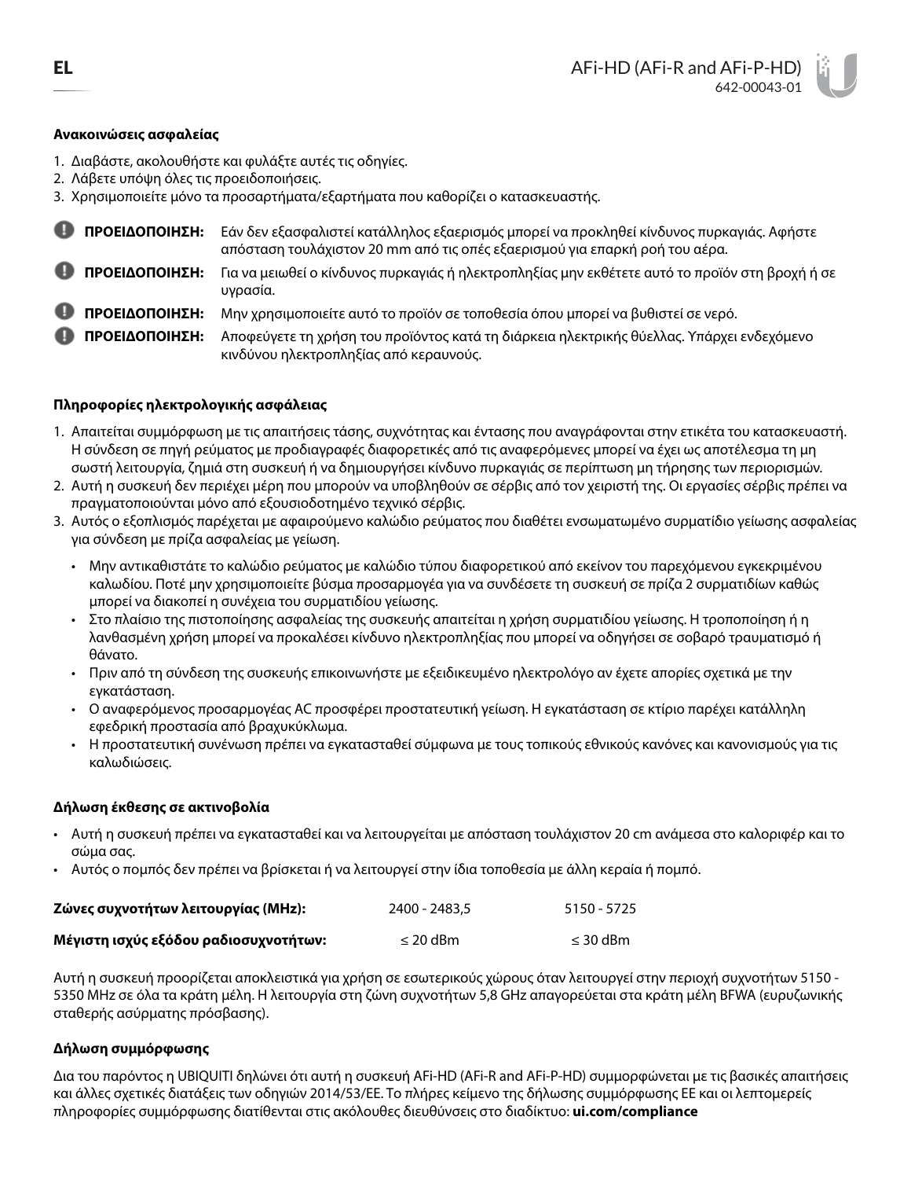## Ανακοινώσεις ασφαλείας

1. Διαβάστε, ακολουθήστε και φυλάξτε αυτές τις οδηγίες.
2. Λάβετε υπόψη όλες τις προειδοποιήσεις.
3. Χρησιμοποιείτε μόνο τα προσαρτήματα/εξαρτήματα που καθορίζει ο κατασκευαστής.

**ΠΡΟΕΙΔΟΠΟΙΗΣΗ:** Εάν δεν εξασφαλιστεί κατάλληλος εξαερισμός μπορεί να προκληθεί κίνδυνος πυρκαγιάς. Αφήστε απόσταση τουλάχιστον 20 mm από τις οπές εξαερισμού για επαρκή ροή του αέρα.

**ΠΡΟΕΙΔΟΠΟΙΗΣΗ:** Για να μειωθεί ο κίνδυνος πυρκαγιάς ή ηλεκτροπληξίας μην εκθέτετε αυτό το προϊόν στη βροχή ή σε υγρασία.

**ΠΡΟΕΙΔΟΠΟΙΗΣΗ:** Μην χρησιμοποιείτε αυτό το προϊόν σε τοποθεσία όπου μπορεί να βυθιστεί σε νερό.

**ΠΡΟΕΙΔΟΠΟΙΗΣΗ:** Αποφεύγετε τη χρήση του προϊόντος κατά τη διάρκεια ηλεκτρικής θύελλας. Υπάρχει ενδεχόμενο κινδύνου ηλεκτροπληξίας από κεραυνούς.

## Πληροφορίες ηλεκτρολογικής ασφάλειας

1. Απαιτείται συμμόρφωση με τις απαιτήσεις τάσης, συχνότητας και έντασης που αναγράφονται στην ετικέτα του κατασκευαστή. Η σύνδεση σε πηγή ρεύματος με προδιαγραφές διαφορετικές από τις αναφερόμενες μπορεί να έχει ως αποτέλεσμα τη μη σωστή λειτουργία, ζημιά στη συσκευή ή να δημιουργήσει κίνδυνο πυρκαγιάς σε περίπτωση μη τήρησης των περιορισμών.
2. Αυτή η συσκευή δεν περιέχει μέρη που μπορούν να υποβληθούν σε σέρβις από τον χειριστή της. Οι εργασίες σέρβις πρέπει να πραγματοποιούνται μόνο από εξουσιοδοτημένο τεχνικό σέρβις.
3. Αυτός ο εξοπλισμός παρέχεται με αφαιρούμενο καλώδιο ρεύματος που διαθέτει ενσωματωμένο συρματίδιο γείωσης ασφαλείας για σύνδεση με πρίζα ασφαλείας με γείωση.
   - Μην αντικαθιστάτε το καλώδιο ρεύματος με καλώδιο τύπου διαφορετικού από εκείνον του παρεχόμενου εγκεκριμένου καλωδίου. Ποτέ μην χρησιμοποιείτε βύσμα προσαρμογέα για να συνδέσετε τη συσκευή σε πρίζα 2 συρματιδίων καθώς μπορεί να διακοπεί η συνέχεια του συρματιδίου γείωσης.
   - Στο πλαίσιο της πιστοποίησης ασφαλείας της συσκευής απαιτείται η χρήση συρματιδίου γείωσης. Η τροποποίηση ή η λανθασμένη χρήση μπορεί να προκαλέσει κίνδυνο ηλεκτροπληξίας που μπορεί να οδηγήσει σε σοβαρό τραυματισμό ή θάνατο.
   - Πριν από τη σύνδεση της συσκευής επικοινωνήστε με εξειδικευμένο ηλεκτρολόγο αν έχετε απορίες σχετικά με την εγκατάσταση.
   - Ο αναφερόμενος προσαρμογέας AC προσφέρει προστατευτική γείωση. Η εγκατάσταση σε κτίριο παρέχει κατάλληλη εφεδρική προστασία από βραχυκύκλωμα.
   - Η προστατευτική συνένωση πρέπει να εγκατασταθεί σύμφωνα με τους τοπικούς εθνικούς κανόνες και κανονισμούς για τις καλωδιώσεις.

## Δήλωση έκθεσης σε ακτινοβολία

- Αυτή η συσκευή πρέπει να εγκατασταθεί και να λειτουργείται με απόσταση τουλάχιστον 20 cm ανάμεσα στο καλοριφέρ και το σώμα σας.
- Αυτός ο πομπός δεν πρέπει να βρίσκεται ή να λειτουργεί στην ίδια τοποθεσία με άλλη κεραία ή πομπό.

| | | |
|---|---|---|
| **Ζώνες συχνοτήτων λειτουργίας (MHz):** | 2400 - 2483,5 | 5150 - 5725 |
| **Μέγιστη ισχύς εξόδου ραδιοσυχνοτήτων:** | ≤ 20 dBm | ≤ 30 dBm |

Αυτή η συσκευή προορίζεται αποκλειστικά για χρήση σε εσωτερικούς χώρους όταν λειτουργεί στην περιοχή συχνοτήτων 5150 - 5350 MHz σε όλα τα κράτη μέλη. Η λειτουργία στη ζώνη συχνοτήτων 5,8 GHz απαγορεύεται στα κράτη μέλη BFWA (ευρυζωνικής σταθερής ασύρματης πρόσβασης).

## Δήλωση συμμόρφωσης

Δια του παρόντος η UBIQUITI δηλώνει ότι αυτή η συσκευή AFi-HD (AFi-R and AFi-P-HD) συμμορφώνεται με τις βασικές απαιτήσεις και άλλες σχετικές διατάξεις των οδηγιών 2014/53/ΕΕ. Το πλήρες κείμενο της δήλωσης συμμόρφωσης ΕΕ και οι λεπτομερείς πληροφορίες συμμόρφωσης διατίθενται στις ακόλουθες διευθύνσεις στο διαδίκτυο: **ui.com/compliance**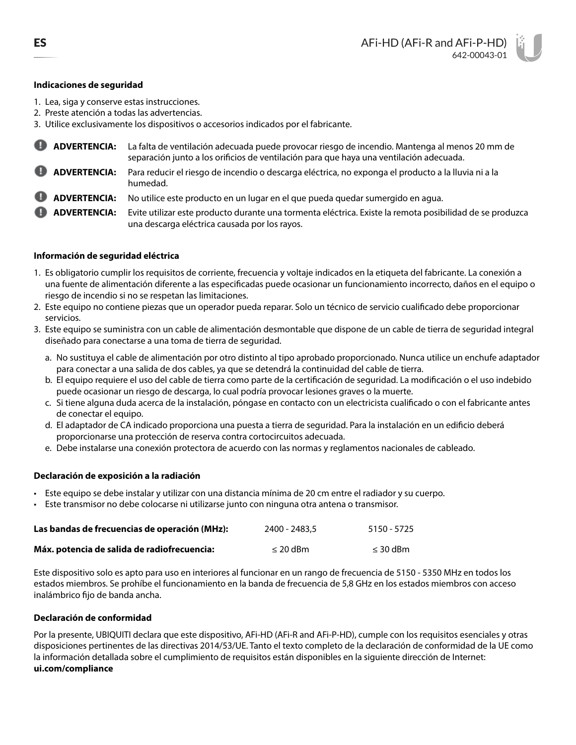### Indicaciones de seguridad

1. Lea, siga y conserve estas instrucciones.
2. Preste atención a todas las advertencias.
3. Utilice exclusivamente los dispositivos o accesorios indicados por el fabricante.

**ADVERTENCIA:** La falta de ventilación adecuada puede provocar riesgo de incendio. Mantenga al menos 20 mm de separación junto a los orificios de ventilación para que haya una ventilación adecuada.

**ADVERTENCIA:** Para reducir el riesgo de incendio o descarga eléctrica, no exponga el producto a la lluvia ni a la humedad.

**ADVERTENCIA:** No utilice este producto en un lugar en el que pueda quedar sumergido en agua.

**ADVERTENCIA:** Evite utilizar este producto durante una tormenta eléctrica. Existe la remota posibilidad de se produzca una descarga eléctrica causada por los rayos.

### Información de seguridad eléctrica

1. Es obligatorio cumplir los requisitos de corriente, frecuencia y voltaje indicados en la etiqueta del fabricante. La conexión a una fuente de alimentación diferente a las especificadas puede ocasionar un funcionamiento incorrecto, daños en el equipo o riesgo de incendio si no se respetan las limitaciones.
2. Este equipo no contiene piezas que un operador pueda reparar. Solo un técnico de servicio cualificado debe proporcionar servicios.
3. Este equipo se suministra con un cable de alimentación desmontable que dispone de un cable de tierra de seguridad integral diseñado para conectarse a una toma de tierra de seguridad.
   a. No sustituya el cable de alimentación por otro distinto al tipo aprobado proporcionado. Nunca utilice un enchufe adaptador para conectar a una salida de dos cables, ya que se detendrá la continuidad del cable de tierra.
   b. El equipo requiere el uso del cable de tierra como parte de la certificación de seguridad. La modificación o el uso indebido puede ocasionar un riesgo de descarga, lo cual podría provocar lesiones graves o la muerte.
   c. Si tiene alguna duda acerca de la instalación, póngase en contacto con un electricista cualificado o con el fabricante antes de conectar el equipo.
   d. El adaptador de CA indicado proporciona una puesta a tierra de seguridad. Para la instalación en un edificio deberá proporcionarse una protección de reserva contra cortocircuitos adecuada.
   e. Debe instalarse una conexión protectora de acuerdo con las normas y reglamentos nacionales de cableado.

### Declaración de exposición a la radiación

- Este equipo se debe instalar y utilizar con una distancia mínima de 20 cm entre el radiador y su cuerpo.
- Este transmisor no debe colocarse ni utilizarse junto con ninguna otra antena o transmisor.

| | | |
|---|---|---|
| **Las bandas de frecuencias de operación (MHz):** | 2400 - 2483,5 | 5150 - 5725 |
| **Máx. potencia de salida de radiofrecuencia:** | ≤ 20 dBm | ≤ 30 dBm |

Este dispositivo solo es apto para uso en interiores al funcionar en un rango de frecuencia de 5150 - 5350 MHz en todos los estados miembros. Se prohíbe el funcionamiento en la banda de frecuencia de 5,8 GHz en los estados miembros con acceso inalámbrico fijo de banda ancha.

### Declaración de conformidad

Por la presente, UBIQUITI declara que este dispositivo, AFi-HD (AFi-R and AFi-P-HD), cumple con los requisitos esenciales y otras disposiciones pertinentes de las directivas 2014/53/UE. Tanto el texto completo de la declaración de conformidad de la UE como la información detallada sobre el cumplimiento de requisitos están disponibles en la siguiente dirección de Internet:
**ui.com/compliance**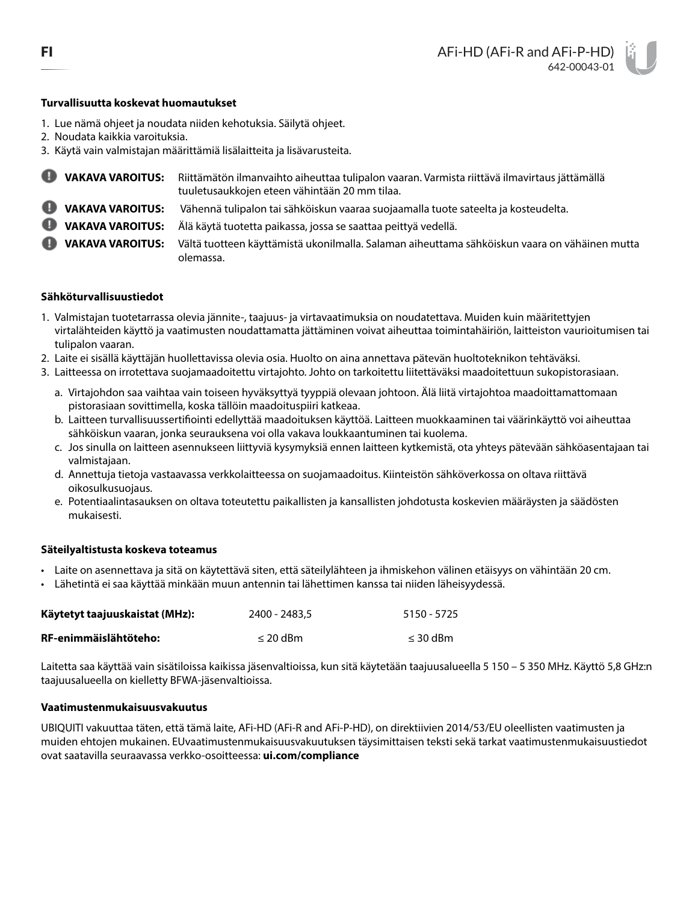FI

AFi-HD (AFi-R and AFi-P-HD)
642-00043-01

**Turvallisuutta koskevat huomautukset**

1. Lue nämä ohjeet ja noudata niiden kehotuksia. Säilytä ohjeet.
2. Noudata kaikkia varoituksia.
3. Käytä vain valmistajan määrittämiä lisälaitteita ja lisävarusteita.

**VAKAVA VAROITUS:** Riittämätön ilmanvaihto aiheuttaa tulipalon vaaran. Varmista riittävä ilmavirtaus jättämällä tuuletusaukkojen eteen vähintään 20 mm tilaa.

**VAKAVA VAROITUS:** Vähennä tulipalon tai sähköiskun vaaraa suojaamalla tuote sateelta ja kosteudelta.

**VAKAVA VAROITUS:** Älä käytä tuotetta paikassa, jossa se saattaa peittyä vedellä.

**VAKAVA VAROITUS:** Vältä tuotteen käyttämistä ukonilmalla. Salaman aiheuttama sähköiskun vaara on vähäinen mutta olemassa.

**Sähköturvallisuustiedot**

1. Valmistajan tuotetarrassa olevia jännite-, taajuus- ja virtavaatimuksia on noudatettava. Muiden kuin määritettyjen virtalähteiden käyttö ja vaatimusten noudattamatta jättäminen voivat aiheuttaa toimintahäiriön, laitteiston vaurioitumisen tai tulipalon vaaran.
2. Laite ei sisällä käyttäjän huollettavissa olevia osia. Huolto on aina annettava pätevän huoltoteknikon tehtäväksi.
3. Laitteessa on irrotettava suojamaadoitettu virtajohto. Johto on tarkoitettu liitettäväksi maadoitettuun sukopistorasiaan.
   a. Virtajohdon saa vaihtaa vain toiseen hyväksyttyä tyyppiä olevaan johtoon. Älä liitä virtajohtoa maadoittamattomaan pistorasiaan sovittimella, koska tällöin maadoituspiiri katkeaa.
   b. Laitteen turvallisuussertifiointi edellyttää maadoituksen käyttöä. Laitteen muokkaaminen tai väärinkäyttö voi aiheuttaa sähköiskun vaaran, jonka seurauksena voi olla vakava loukkaantuminen tai kuolema.
   c. Jos sinulla on laitteen asennukseen liittyviä kysymyksiä ennen laitteen kytkemistä, ota yhteys pätevään sähköasentajaan tai valmistajaan.
   d. Annettuja tietoja vastaavassa verkkolaitteessa on suojamaadoitus. Kiinteistön sähköverkossa on oltava riittävä oikosulkusuojaus.
   e. Potentiaalintasauksen on oltava toteutettu paikallisten ja kansallisten johdotusta koskevien määräysten ja säädösten mukaisesti.

**Säteilyaltistusta koskeva toteamus**

- Laite on asennettava ja sitä on käytettävä siten, että säteilylähteen ja ihmiskehon välinen etäisyys on vähintään 20 cm.
- Lähetintä ei saa käyttää minkään muun antennin tai lähettimen kanssa tai niiden läheisyydessä.

| **Käytetyt taajuuskaistat (MHz):** | 2400 - 2483,5 | 5150 - 5725 |
|---|---|---|
| **RF-enimmäislähtöteho:** | ≤ 20 dBm | ≤ 30 dBm |

Laitetta saa käyttää vain sisätiloissa kaikissa jäsenvaltioissa, kun sitä käytetään taajuusalueella 5 150 – 5 350 MHz. Käyttö 5,8 GHz:n taajuusalueella on kielletty BFWA-jäsenvaltioissa.

**Vaatimustenmukaisuusvakuutus**

UBIQUITI vakuuttaa täten, että tämä laite, AFi-HD (AFi-R and AFi-P-HD), on direktiivien 2014/53/EU oleellisten vaatimusten ja muiden ehtojen mukainen. EUvaatimustenmukaisuusvakuutuksen täysimittaisen teksti sekä tarkat vaatimustenmukaisuustiedot ovat saatavilla seuraavassa verkko-osoitteessa: **ui.com/compliance**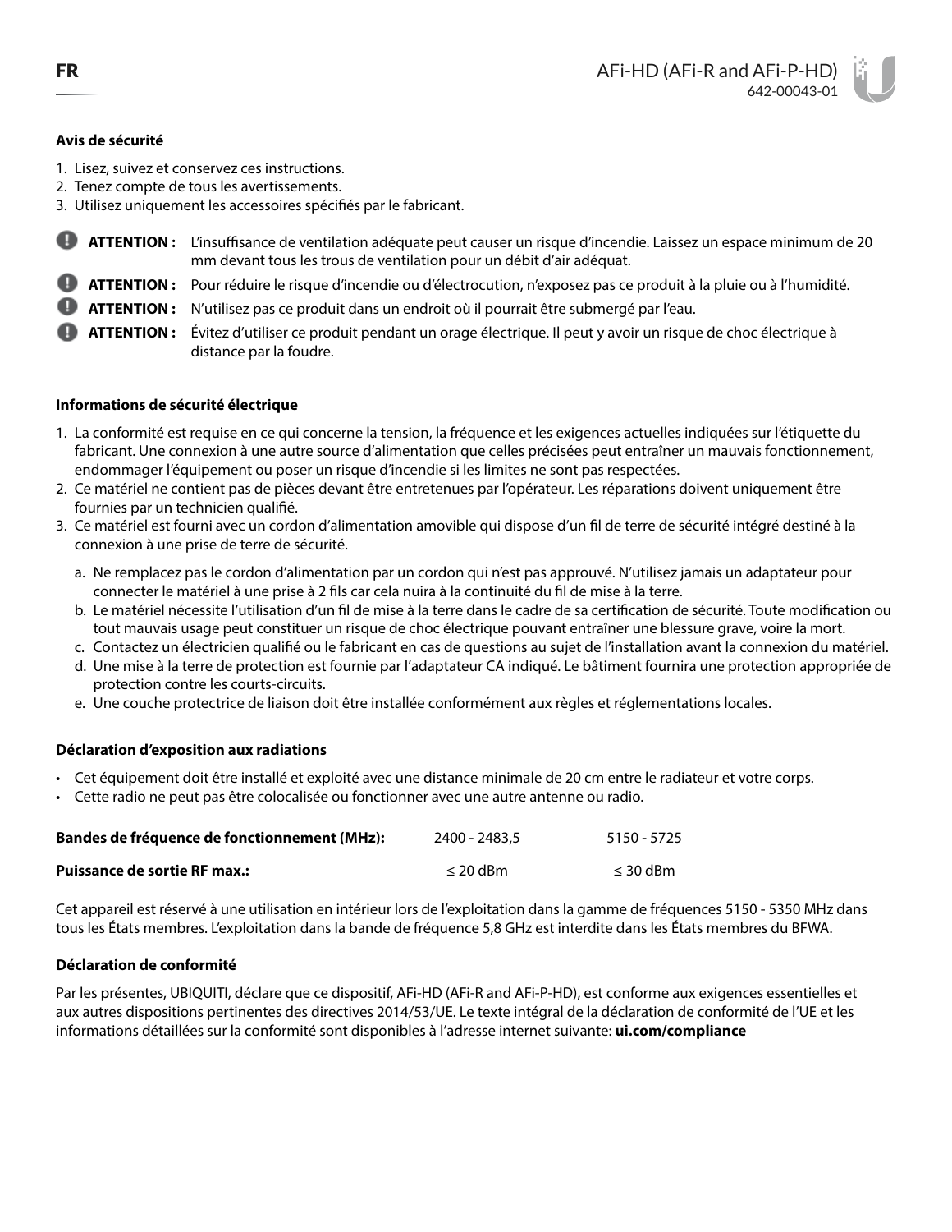### Avis de sécurité

1. Lisez, suivez et conservez ces instructions.
2. Tenez compte de tous les avertissements.
3. Utilisez uniquement les accessoires spécifiés par le fabricant.

**ATTENTION :** L'insuffisance de ventilation adéquate peut causer un risque d'incendie. Laissez un espace minimum de 20 mm devant tous les trous de ventilation pour un débit d'air adéquat.

**ATTENTION :** Pour réduire le risque d'incendie ou d'électrocution, n'exposez pas ce produit à la pluie ou à l'humidité.

**ATTENTION :** N'utilisez pas ce produit dans un endroit où il pourrait être submergé par l'eau.

**ATTENTION :** Évitez d'utiliser ce produit pendant un orage électrique. Il peut y avoir un risque de choc électrique à distance par la foudre.

### Informations de sécurité électrique

1. La conformité est requise en ce qui concerne la tension, la fréquence et les exigences actuelles indiquées sur l'étiquette du fabricant. Une connexion à une autre source d'alimentation que celles précisées peut entraîner un mauvais fonctionnement, endommager l'équipement ou poser un risque d'incendie si les limites ne sont pas respectées.
2. Ce matériel ne contient pas de pièces devant être entretenues par l'opérateur. Les réparations doivent uniquement être fournies par un technicien qualifié.
3. Ce matériel est fourni avec un cordon d'alimentation amovible qui dispose d'un fil de terre de sécurité intégré destiné à la connexion à une prise de terre de sécurité.
   a. Ne remplacez pas le cordon d'alimentation par un cordon qui n'est pas approuvé. N'utilisez jamais un adaptateur pour connecter le matériel à une prise à 2 fils car cela nuira à la continuité du fil de mise à la terre.
   b. Le matériel nécessite l'utilisation d'un fil de mise à la terre dans le cadre de sa certification de sécurité. Toute modification ou tout mauvais usage peut constituer un risque de choc électrique pouvant entraîner une blessure grave, voire la mort.
   c. Contactez un électricien qualifié ou le fabricant en cas de questions au sujet de l'installation avant la connexion du matériel.
   d. Une mise à la terre de protection est fournie par l'adaptateur CA indiqué. Le bâtiment fournira une protection appropriée de protection contre les courts-circuits.
   e. Une couche protectrice de liaison doit être installée conformément aux règles et réglementations locales.

### Déclaration d'exposition aux radiations

- Cet équipement doit être installé et exploité avec une distance minimale de 20 cm entre le radiateur et votre corps.
- Cette radio ne peut pas être colocalisée ou fonctionner avec une autre antenne ou radio.

| **Bandes de fréquence de fonctionnement (MHz):** | 2400 - 2483,5 | 5150 - 5725 |
|---|---|---|
| **Puissance de sortie RF max.:** | ≤ 20 dBm | ≤ 30 dBm |

Cet appareil est réservé à une utilisation en intérieur lors de l'exploitation dans la gamme de fréquences 5150 - 5350 MHz dans tous les États membres. L'exploitation dans la bande de fréquence 5,8 GHz est interdite dans les États membres du BFWA.

### Déclaration de conformité

Par les présentes, UBIQUITI, déclare que ce dispositif, AFi-HD (AFi-R and AFi-P-HD), est conforme aux exigences essentielles et aux autres dispositions pertinentes des directives 2014/53/UE. Le texte intégral de la déclaration de conformité de l'UE et les informations détaillées sur la conformité sont disponibles à l'adresse internet suivante: **ui.com/compliance**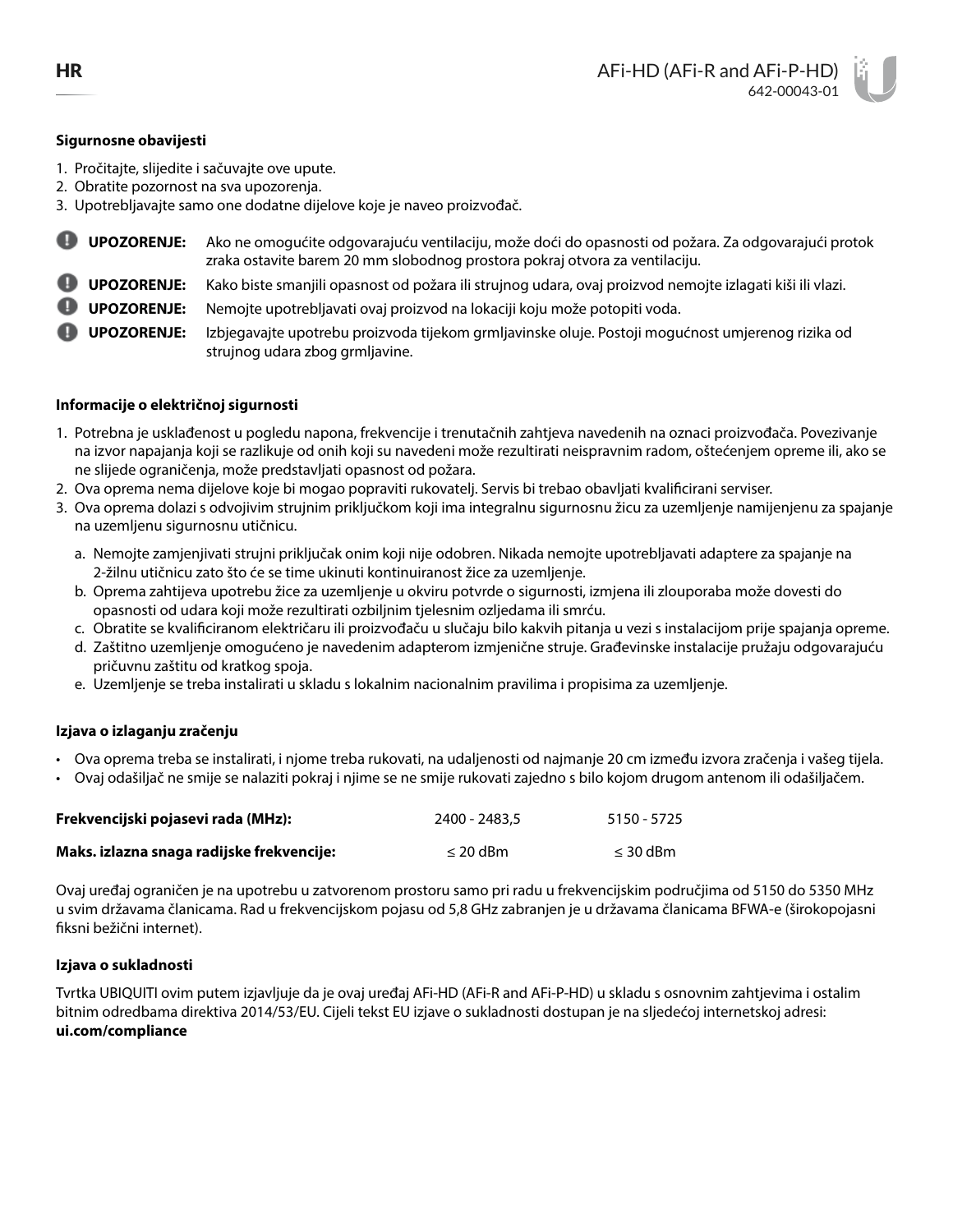HR

AFi-HD (AFi-R and AFi-P-HD)
642-00043-01

### Sigurnosne obavijesti

1. Pročitajte, slijedite i sačuvajte ove upute.
2. Obratite pozornost na sva upozorenja.
3. Upotrebljavajte samo one dodatne dijelove koje je naveo proizvođač.

**UPOZORENJE:** Ako ne omogućite odgovarajuću ventilaciju, može doći do opasnosti od požara. Za odgovarajući protok zraka ostavite barem 20 mm slobodnog prostora pokraj otvora za ventilaciju.

**UPOZORENJE:** Kako biste smanjili opasnost od požara ili strujnog udara, ovaj proizvod nemojte izlagati kiši ili vlazi.

**UPOZORENJE:** Nemojte upotrebljavati ovaj proizvod na lokaciji koju može potopiti voda.

**UPOZORENJE:** Izbjegavajte upotrebu proizvoda tijekom grmljavinske oluje. Postoji mogućnost umjerenog rizika od strujnog udara zbog grmljavine.

### Informacije o električnoj sigurnosti

1. Potrebna je usklađenost u pogledu napona, frekvencije i trenutačnih zahtjeva navedenih na oznaci proizvođača. Povezivanje na izvor napajanja koji se razlikuje od onih koji su navedeni može rezultirati neispravnim radom, oštećenjem opreme ili, ako se ne slijede ograničenja, može predstavljati opasnost od požara.
2. Ova oprema nema dijelove koje bi mogao popraviti rukovatelj. Servis bi trebao obavljati kvalificirani serviser.
3. Ova oprema dolazi s odvojivim strujnim priključkom koji ima integralnu sigurnosnu žicu za uzemljenje namijenjenu za spajanje na uzemljenu sigurnosnu utičnicu.
   a. Nemojte zamjenjivati strujni priključak onim koji nije odobren. Nikada nemojte upotrebljavati adaptere za spajanje na 2-žilnu utičnicu zato što će se time ukinuti kontinuiranost žice za uzemljenje.
   b. Oprema zahtijeva upotrebu žice za uzemljenje u okviru potvrde o sigurnosti, izmjena ili zlouporaba može dovesti do opasnosti od udara koji može rezultirati ozbiljnim tjelesnim ozljedama ili smrću.
   c. Obratite se kvalificiranom električaru ili proizvođaču u slučaju bilo kakvih pitanja u vezi s instalacijom prije spajanja opreme.
   d. Zaštitno uzemljenje omogućeno je navedenim adapterom izmjenične struje. Građevinske instalacije pružaju odgovarajuću pričuvnu zaštitu od kratkog spoja.
   e. Uzemljenje se treba instalirati u skladu s lokalnim nacionalnim pravilima i propisima za uzemljenje.

### Izjava o izlaganju zračenju

- Ova oprema treba se instalirati, i njome treba rukovati, na udaljenosti od najmanje 20 cm između izvora zračenja i vašeg tijela.
- Ovaj odašiljač ne smije se nalaziti pokraj i njime se ne smije rukovati zajedno s bilo kojom drugom antenom ili odašiljačem.

| | | |
|---|---|---|
| **Frekvencijski pojasevi rada (MHz):** | 2400 - 2483,5 | 5150 - 5725 |
| **Maks. izlazna snaga radijske frekvencije:** | ≤ 20 dBm | ≤ 30 dBm |

Ovaj uređaj ograničen je na upotrebu u zatvorenom prostoru samo pri radu u frekvencijskim područjima od 5150 do 5350 MHz u svim državama članicama. Rad u frekvencijskom pojasu od 5,8 GHz zabranjen je u državama članicama BFWA-e (širokopojasni fiksni bežični internet).

### Izjava o sukladnosti

Tvrtka UBIQUITI ovim putem izjavljuje da je ovaj uređaj AFi-HD (AFi-R and AFi-P-HD) u skladu s osnovnim zahtjevima i ostalim bitnim odredbama direktiva 2014/53/EU. Cijeli tekst EU izjave o sukladnosti dostupan je na sljedećoj internetskoj adresi: **ui.com/compliance**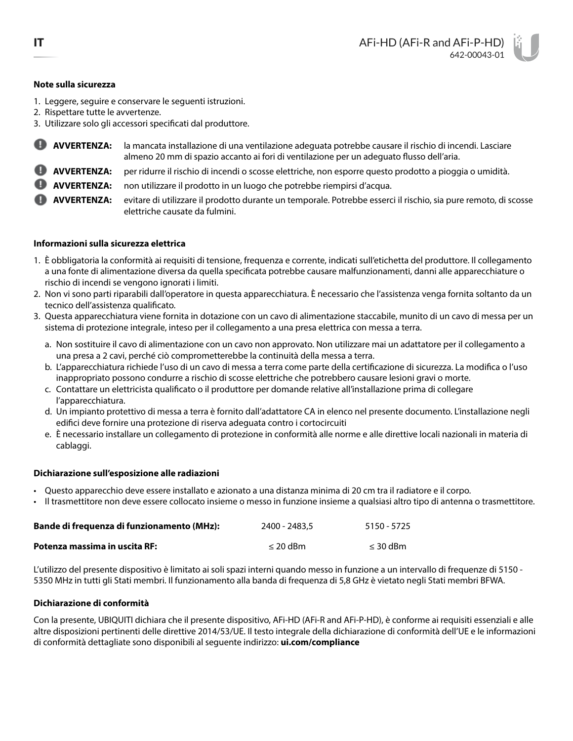**Note sulla sicurezza**

1. Leggere, seguire e conservare le seguenti istruzioni.
2. Rispettare tutte le avvertenze.
3. Utilizzare solo gli accessori specificati dal produttore.

**AVVERTENZA:** la mancata installazione di una ventilazione adeguata potrebbe causare il rischio di incendi. Lasciare almeno 20 mm di spazio accanto ai fori di ventilazione per un adeguato flusso dell'aria.

**AVVERTENZA:** per ridurre il rischio di incendi o scosse elettriche, non esporre questo prodotto a pioggia o umidità.

**AVVERTENZA:** non utilizzare il prodotto in un luogo che potrebbe riempirsi d'acqua.

**AVVERTENZA:** evitare di utilizzare il prodotto durante un temporale. Potrebbe esserci il rischio, sia pure remoto, di scosse elettriche causate da fulmini.

**Informazioni sulla sicurezza elettrica**

1. È obbligatoria la conformità ai requisiti di tensione, frequenza e corrente, indicati sull'etichetta del produttore. Il collegamento a una fonte di alimentazione diversa da quella specificata potrebbe causare malfunzionamenti, danni alle apparecchiature o rischio di incendi se vengono ignorati i limiti.
2. Non vi sono parti riparabili dall'operatore in questa apparecchiatura. È necessario che l'assistenza venga fornita soltanto da un tecnico dell'assistenza qualificato.
3. Questa apparecchiatura viene fornita in dotazione con un cavo di alimentazione staccabile, munito di un cavo di messa per un sistema di protezione integrale, inteso per il collegamento a una presa elettrica con messa a terra.
   a. Non sostituire il cavo di alimentazione con un cavo non approvato. Non utilizzare mai un adattatore per il collegamento a una presa a 2 cavi, perché ciò comprometterebbe la continuità della messa a terra.
   b. L'apparecchiatura richiede l'uso di un cavo di messa a terra come parte della certificazione di sicurezza. La modifica o l'uso inappropriato possono condurre a rischio di scosse elettriche che potrebbero causare lesioni gravi o morte.
   c. Contattare un elettricista qualificato o il produttore per domande relative all'installazione prima di collegare l'apparecchiatura.
   d. Un impianto protettivo di messa a terra è fornito dall'adattatore CA in elenco nel presente documento. L'installazione negli edifici deve fornire una protezione di riserva adeguata contro i cortocircuiti
   e. È necessario installare un collegamento di protezione in conformità alle norme e alle direttive locali nazionali in materia di cablaggi.

**Dichiarazione sull'esposizione alle radiazioni**

- Questo apparecchio deve essere installato e azionato a una distanza minima di 20 cm tra il radiatore e il corpo.
- Il trasmettitore non deve essere collocato insieme o messo in funzione insieme a qualsiasi altro tipo di antenna o trasmettitore.

| | | |
|---|---|---|
| **Bande di frequenza di funzionamento (MHz):** | 2400 - 2483,5 | 5150 - 5725 |
| **Potenza massima in uscita RF:** | ≤ 20 dBm | ≤ 30 dBm |

L'utilizzo del presente dispositivo è limitato ai soli spazi interni quando messo in funzione a un intervallo di frequenze di 5150 - 5350 MHz in tutti gli Stati membri. Il funzionamento alla banda di frequenza di 5,8 GHz è vietato negli Stati membri BFWA.

**Dichiarazione di conformità**

Con la presente, UBIQUITI dichiara che il presente dispositivo, AFi-HD (AFi-R and AFi-P-HD), è conforme ai requisiti essenziali e alle altre disposizioni pertinenti delle direttive 2014/53/UE. Il testo integrale della dichiarazione di conformità dell'UE e le informazioni di conformità dettagliate sono disponibili al seguente indirizzo: **ui.com/compliance**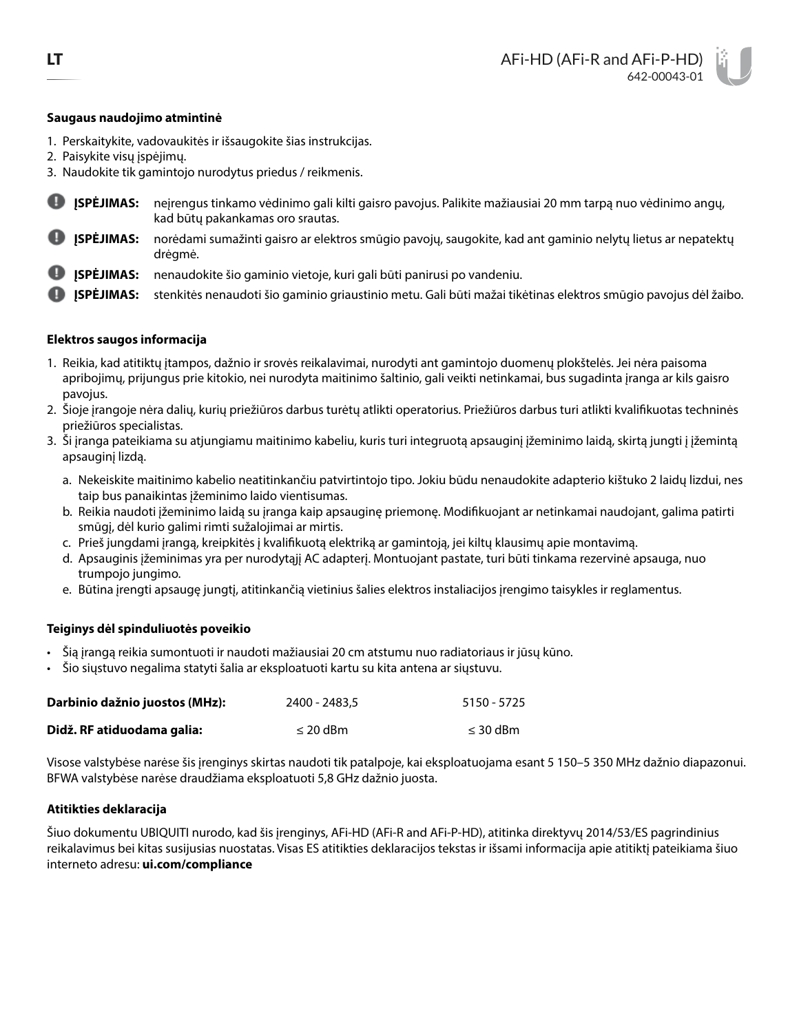## Saugaus naudojimo atmintinė

1. Perskaitykite, vadovaukitės ir išsaugokite šias instrukcijas.
2. Paisykite visų įspėjimų.
3. Naudokite tik gamintojo nurodytus priedus / reikmenis.

**ĮSPĖJIMAS:** neįrengus tinkamo vėdinimo gali kilti gaisro pavojus. Palikite mažiausiai 20 mm tarpą nuo vėdinimo angų, kad būtų pakankamas oro srautas.

**ĮSPĖJIMAS:** norėdami sumažinti gaisro ar elektros smūgio pavojų, saugokite, kad ant gaminio nelytų lietus ar nepatektų drėgmė.

**ĮSPĖJIMAS:** nenaudokite šio gaminio vietoje, kuri gali būti panirusi po vandeniu.

**ĮSPĖJIMAS:** stenkitės nenaudoti šio gaminio griaustinio metu. Gali būti mažai tikėtinas elektros smūgio pavojus dėl žaibo.

## Elektros saugos informacija

1. Reikia, kad atitiktų įtampos, dažnio ir srovės reikalavimai, nurodyti ant gamintojo duomenų plokštelės. Jei nėra paisoma apribojimų, prijungus prie kitokio, nei nurodyta maitinimo šaltinio, gali veikti netinkamai, bus sugadinta įranga ar kils gaisro pavojus.
2. Šioje įrangoje nėra dalių, kurių priežiūros darbus turėtų atlikti operatorius. Priežiūros darbus turi atlikti kvalifikuotas techninės priežiūros specialistas.
3. Ši įranga pateikiama su atjungiamu maitinimo kabeliu, kuris turi integruotą apsauginį įžeminimo laidą, skirtą jungti į įžemintą apsauginį lizdą.
   a. Nekeiskite maitinimo kabelio neatitinkančiu patvirtintojo tipo. Jokiu būdu nenaudokite adapterio kištuko 2 laidų lizdui, nes taip bus panaikintas įžeminimo laido vientisumas.
   b. Reikia naudoti įžeminimo laidą su įranga kaip apsauginę priemonę. Modifikuojant ar netinkamai naudojant, galima patirti smūgį, dėl kurio galimi rimti sužalojimai ar mirtis.
   c. Prieš jungdami įrangą, kreipkitės į kvalifikuotą elektriką ar gamintoją, jei kiltų klausimų apie montavimą.
   d. Apsauginis įžeminimas yra per nurodytąjį AC adapterį. Montuojant pastate, turi būti tinkama rezervinė apsauga, nuo trumpojo jungimo.
   e. Būtina įrengti apsaugę jungtį, atitinkančią vietinius šalies elektros instaliacijos įrengimo taisykles ir reglamentus.

## Teiginys dėl spinduliuotės poveikio

- Šią įrangą reikia sumontuoti ir naudoti mažiausiai 20 cm atstumu nuo radiatoriaus ir jūsų kūno.
- Šio siųstuvo negalima statyti šalia ar eksploatuoti kartu su kita antena ar siųstuvu.

| | | |
|---|---|---|
| **Darbinio dažnio juostos (MHz):** | 2400 - 2483,5 | 5150 - 5725 |
| **Didž. RF atiduodama galia:** | ≤ 20 dBm | ≤ 30 dBm |

Visose valstybėse narėse šis įrenginys skirtas naudoti tik patalpoje, kai eksploatuojama esant 5 150–5 350 MHz dažnio diapazonui. BFWA valstybėse narėse draudžiama eksploatuoti 5,8 GHz dažnio juosta.

## Atitikties deklaracija

Šiuo dokumentu UBIQUITI nurodo, kad šis įrenginys, AFi-HD (AFi-R and AFi-P-HD), atitinka direktyvų 2014/53/ES pagrindinius reikalavimus bei kitas susijusias nuostatas. Visas ES atitikties deklaracijos tekstas ir išsami informacija apie atitiktį pateikiama šiuo interneto adresu: **ui.com/compliance**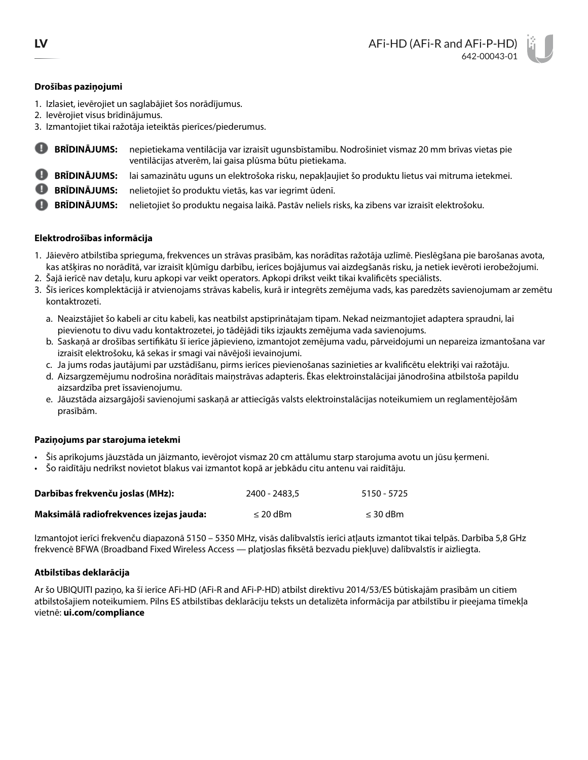**LV**

# AFi-HD (AFi-R and AFi-P-HD)

642-00043-01

### Drošības paziņojumi

1. Izlasiet, ievērojiet un saglabājiet šos norādījumus.
2. Ievērojiet visus brīdinājumus.
3. Izmantojiet tikai ražotāja ieteiktās pierīces/piederumus.

**BRĪDINĀJUMS:** nepietiekama ventilācija var izraisīt ugunsbīstamību. Nodrošiniet vismaz 20 mm brīvas vietas pie ventilācijas atverēm, lai gaisa plūsma būtu pietiekama.

**BRĪDINĀJUMS:** lai samazinātu uguns un elektrošoka risku, nepakļaujiet šo produktu lietus vai mitruma ietekmei.

**BRĪDINĀJUMS:** nelietojiet šo produktu vietās, kas var iegrimt ūdenī.

**BRĪDINĀJUMS:** nelietojiet šo produktu negaisa laikā. Pastāv neliels risks, ka zibens var izraisīt elektrošoku.

### Elektrodrošības informācija

1. Jāievēro atbilstība sprieguma, frekvences un strāvas prasībām, kas norādītas ražotāja uzlīmē. Pieslēgšana pie barošanas avota, kas atšķiras no norādītā, var izraisīt kļūmīgu darbību, ierīces bojājumus vai aizdegšanās risku, ja netiek ievēroti ierobežojumi.
2. Šajā ierīcē nav detaļu, kuru apkopi var veikt operators. Apkopi drīkst veikt tikai kvalificēts speciālists.
3. Šīs ierīces komplektācijā ir atvienojams strāvas kabelis, kurā ir integrēts zemējuma vads, kas paredzēts savienojumam ar zemētu kontaktrozeti.
   a. Neaizstājiet šo kabeli ar citu kabeli, kas neatbilst apstiprinātajam tipam. Nekad neizmantojiet adaptera spraudni, lai pievienotu to divu vadu kontaktrozetei, jo tādējādi tiks izjaukts zemējuma vada savienojums.
   b. Saskaņā ar drošības sertifikātu šī ierīce jāpievieno, izmantojot zemējuma vadu, pārveidojumi un nepareiza izmantošana var izraisīt elektrošoku, kā sekas ir smagi vai nāvējoši ievainojumi.
   c. Ja jums rodas jautājumi par uzstādīšanu, pirms ierīces pievienošanas sazinieties ar kvalificētu elektriķi vai ražotāju.
   d. Aizsargzemējumu nodrošina norādītais maiņstrāvas adapteris. Ēkas elektroinstalācijai jānodrošina atbilstoša papildu aizsardzība pret īssavienojumu.
   e. Jāuzstāda aizsargājoši savienojumi saskaņā ar attiecīgās valsts elektroinstalācijas noteikumiem un reglamentējošām prasībām.

### Paziņojums par starojuma ietekmi

- Šis aprīkojums jāuzstāda un jāizmanto, ievērojot vismaz 20 cm attālumu starp starojuma avotu un jūsu ķermeni.
- Šo raidītāju nedrīkst novietot blakus vai izmantot kopā ar jebkādu citu antenu vai raidītāju.

| **Darbības frekvenču joslas (MHz):** | 2400 - 2483,5 | 5150 - 5725 |
|---|---|---|
| **Maksimālā radiofrekvences izejas jauda:** | ≤ 20 dBm | ≤ 30 dBm |

Izmantojot ierīci frekvenču diapazonā 5150 – 5350 MHz, visās dalībvalstīs ierīci atļauts izmantot tikai telpās. Darbība 5,8 GHz frekvencē BFWA (Broadband Fixed Wireless Access — platjoslas fiksētā bezvadu piekļuve) dalībvalstīs ir aizliegta.

### Atbilstības deklarācija

Ar šo UBIQUITI paziņo, ka šī ierīce AFi-HD (AFi-R and AFi-P-HD) atbilst direktīvu 2014/53/ES būtiskajām prasībām un citiem atbilstošajiem noteikumiem. Pilns ES atbilstības deklarāciju teksts un detalizēta informācija par atbilstību ir pieejama tīmekļa vietnē: **ui.com/compliance**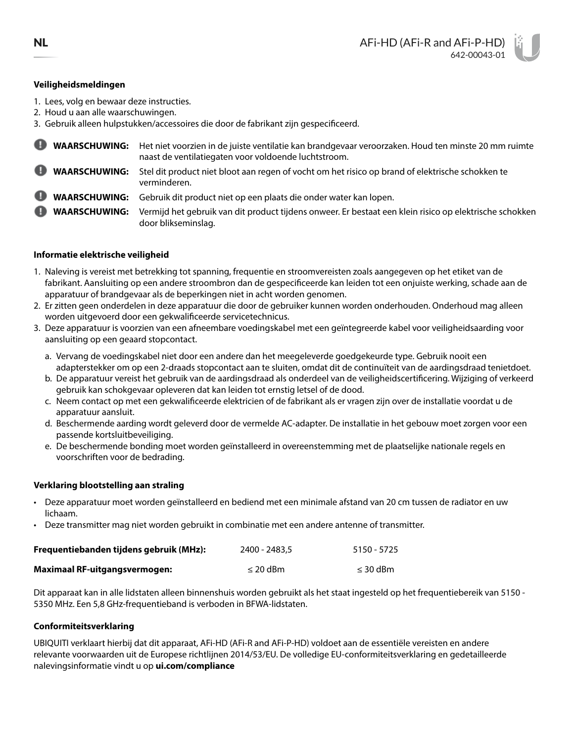## Veiligheidsmeldingen

1. Lees, volg en bewaar deze instructies.
2. Houd u aan alle waarschuwingen.
3. Gebruik alleen hulpstukken/accessoires die door de fabrikant zijn gespecificeerd.

**WAARSCHUWING:** Het niet voorzien in de juiste ventilatie kan brandgevaar veroorzaken. Houd ten minste 20 mm ruimte naast de ventilatiegaten voor voldoende luchtstroom.

**WAARSCHUWING:** Stel dit product niet bloot aan regen of vocht om het risico op brand of elektrische schokken te verminderen.

**WAARSCHUWING:** Gebruik dit product niet op een plaats die onder water kan lopen.

**WAARSCHUWING:** Vermijd het gebruik van dit product tijdens onweer. Er bestaat een klein risico op elektrische schokken door blikseminslag.

## Informatie elektrische veiligheid

1. Naleving is vereist met betrekking tot spanning, frequentie en stroomvereisten zoals aangegeven op het etiket van de fabrikant. Aansluiting op een andere stroombron dan de gespecificeerde kan leiden tot een onjuiste werking, schade aan de apparatuur of brandgevaar als de beperkingen niet in acht worden genomen.
2. Er zitten geen onderdelen in deze apparatuur die door de gebruiker kunnen worden onderhouden. Onderhoud mag alleen worden uitgevoerd door een gekwalificeerde servicetechnicus.
3. Deze apparatuur is voorzien van een afneembare voedingskabel met een geïntegreerde kabel voor veiligheidsaarding voor aansluiting op een geaard stopcontact.
   a. Vervang de voedingskabel niet door een andere dan het meegeleverde goedgekeurde type. Gebruik nooit een adapterstekker om op een 2-draads stopcontact aan te sluiten, omdat dit de continuïteit van de aardingsdraad tenietdoet.
   b. De apparatuur vereist het gebruik van de aardingsdraad als onderdeel van de veiligheidscertificering. Wijziging of verkeerd gebruik kan schokgevaar opleveren dat kan leiden tot ernstig letsel of de dood.
   c. Neem contact op met een gekwalificeerde elektricien of de fabrikant als er vragen zijn over de installatie voordat u de apparatuur aansluit.
   d. Beschermende aarding wordt geleverd door de vermelde AC-adapter. De installatie in het gebouw moet zorgen voor een passende kortsluitbeveiliging.
   e. De beschermende bonding moet worden geïnstalleerd in overeenstemming met de plaatselijke nationale regels en voorschriften voor de bedrading.

## Verklaring blootstelling aan straling

- Deze apparatuur moet worden geïnstalleerd en bediend met een minimale afstand van 20 cm tussen de radiator en uw lichaam.
- Deze transmitter mag niet worden gebruikt in combinatie met een andere antenne of transmitter.

| **Frequentiebanden tijdens gebruik (MHz):** | 2400 - 2483,5 | 5150 - 5725 |
|---|---|---|
| **Maximaal RF-uitgangsvermogen:** | ≤ 20 dBm | ≤ 30 dBm |

Dit apparaat kan in alle lidstaten alleen binnenshuis worden gebruikt als het staat ingesteld op het frequentiebereik van 5150 - 5350 MHz. Een 5,8 GHz-frequentieband is verboden in BFWA-lidstaten.

## Conformiteitsverklaring

UBIQUITI verklaart hierbij dat dit apparaat, AFi-HD (AFi-R and AFi-P-HD) voldoet aan de essentiële vereisten en andere relevante voorwaarden uit de Europese richtlijnen 2014/53/EU. De volledige EU-conformiteitsverklaring en gedetailleerde nalevingsinformatie vindt u op **ui.com/compliance**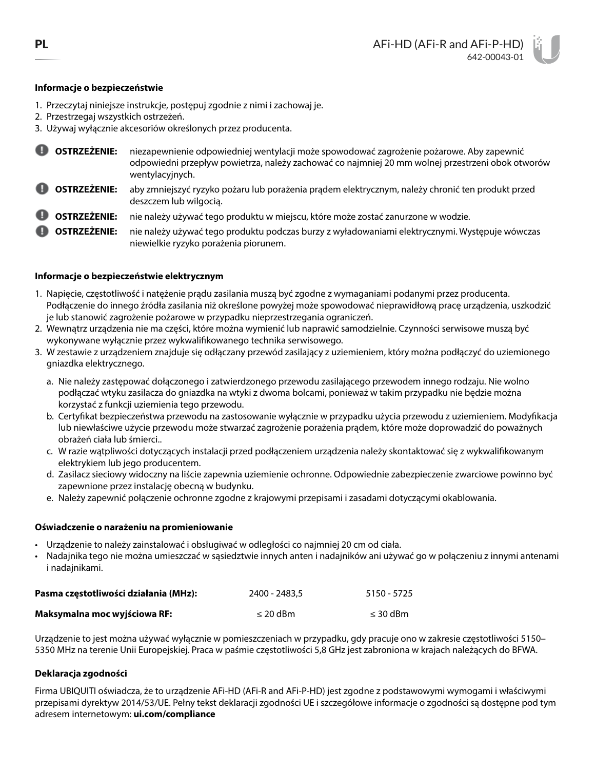PL

AFi-HD (AFi-R and AFi-P-HD)
642-00043-01

**Informacje o bezpieczeństwie**

1. Przeczytaj niniejsze instrukcje, postępuj zgodnie z nimi i zachowaj je.
2. Przestrzegaj wszystkich ostrzeżeń.
3. Używaj wyłącznie akcesoriów określonych przez producenta.

**OSTRZEŻENIE:** niezapewnienie odpowiedniej wentylacji może spowodować zagrożenie pożarowe. Aby zapewnić odpowiedni przepływ powietrza, należy zachować co najmniej 20 mm wolnej przestrzeni obok otworów wentylacyjnych.

**OSTRZEŻENIE:** aby zmniejszyć ryzyko pożaru lub porażenia prądem elektrycznym, należy chronić ten produkt przed deszczem lub wilgocią.

**OSTRZEŻENIE:** nie należy używać tego produktu w miejscu, które może zostać zanurzone w wodzie.

**OSTRZEŻENIE:** nie należy używać tego produktu podczas burzy z wyładowaniami elektrycznymi. Występuje wówczas niewielkie ryzyko porażenia piorunem.

**Informacje o bezpieczeństwie elektrycznym**

1. Napięcie, częstotliwość i natężenie prądu zasilania muszą być zgodne z wymaganiami podanymi przez producenta. Podłączenie do innego źródła zasilania niż określone powyżej może spowodować nieprawidłową pracę urządzenia, uszkodzić je lub stanowić zagrożenie pożarowe w przypadku nieprzestrzegania ograniczeń.
2. Wewnątrz urządzenia nie ma części, które można wymienić lub naprawić samodzielnie. Czynności serwisowe muszą być wykonywane wyłącznie przez wykwalifikowanego technika serwisowego.
3. W zestawie z urządzeniem znajduje się odłączany przewód zasilający z uziemieniem, który można podłączyć do uziemionego gniazdka elektrycznego.
   a. Nie należy zastępować dołączonego i zatwierdzonego przewodu zasilającego przewodem innego rodzaju. Nie wolno podłączać wtyku zasilacza do gniazdka na wtyki z dwoma bolcami, ponieważ w takim przypadku nie będzie można korzystać z funkcji uziemienia tego przewodu.
   b. Certyfikat bezpieczeństwa przewodu na zastosowanie wyłącznie w przypadku użycia przewodu z uziemieniem. Modyfikacja lub niewłaściwe użycie przewodu może stwarzać zagrożenie porażenia prądem, które może doprowadzić do poważnych obrażeń ciała lub śmierci..
   c. W razie wątpliwości dotyczących instalacji przed podłączeniem urządzenia należy skontaktować się z wykwalifikowanym elektrykiem lub jego producentem.
   d. Zasilacz sieciowy widoczny na liście zapewnia uziemienie ochronne. Odpowiednie zabezpieczenie zwarciowe powinno być zapewnione przez instalację obecną w budynku.
   e. Należy zapewnić połączenie ochronne zgodne z krajowymi przepisami i zasadami dotyczącymi okablowania.

**Oświadczenie o narażeniu na promieniowanie**

- Urządzenie to należy zainstalować i obsługiwać w odległości co najmniej 20 cm od ciała.
- Nadajnika tego nie można umieszczać w sąsiedztwie innych anten i nadajników ani używać go w połączeniu z innymi antenami i nadajnikami.

| | | |
|---|---|---|
| **Pasma częstotliwości działania (MHz):** | 2400 - 2483,5 | 5150 - 5725 |
| **Maksymalna moc wyjściowa RF:** | ≤ 20 dBm | ≤ 30 dBm |

Urządzenie to jest można używać wyłącznie w pomieszczeniach w przypadku, gdy pracuje ono w zakresie częstotliwości 5150–5350 MHz na terenie Unii Europejskiej. Praca w paśmie częstotliwości 5,8 GHz jest zabroniona w krajach należących do BFWA.

**Deklaracja zgodności**

Firma UBIQUITI oświadcza, że to urządzenie AFi-HD (AFi-R and AFi-P-HD) jest zgodne z podstawowymi wymogami i właściwymi przepisami dyrektyw 2014/53/UE. Pełny tekst deklaracji zgodności UE i szczegółowe informacje o zgodności są dostępne pod tym adresem internetowym: **ui.com/compliance**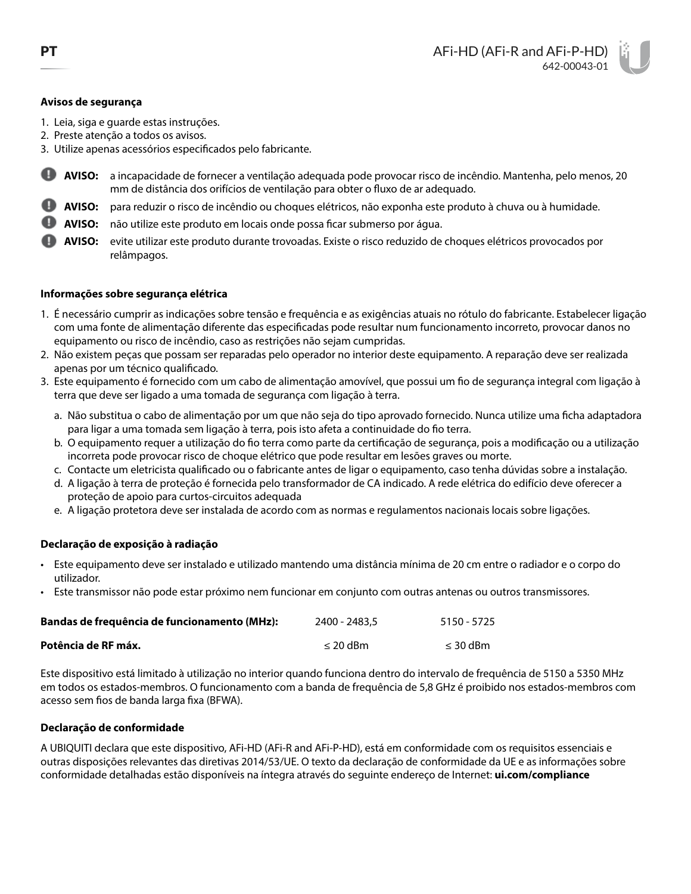### Avisos de segurança

1. Leia, siga e guarde estas instruções.
2. Preste atenção a todos os avisos.
3. Utilize apenas acessórios especificados pelo fabricante.

**AVISO:** a incapacidade de fornecer a ventilação adequada pode provocar risco de incêndio. Mantenha, pelo menos, 20 mm de distância dos orifícios de ventilação para obter o fluxo de ar adequado.

**AVISO:** para reduzir o risco de incêndio ou choques elétricos, não exponha este produto à chuva ou à humidade.

**AVISO:** não utilize este produto em locais onde possa ficar submerso por água.

**AVISO:** evite utilizar este produto durante trovoadas. Existe o risco reduzido de choques elétricos provocados por relâmpagos.

### Informações sobre segurança elétrica

1. É necessário cumprir as indicações sobre tensão e frequência e as exigências atuais no rótulo do fabricante. Estabelecer ligação com uma fonte de alimentação diferente das especificadas pode resultar num funcionamento incorreto, provocar danos no equipamento ou risco de incêndio, caso as restrições não sejam cumpridas.
2. Não existem peças que possam ser reparadas pelo operador no interior deste equipamento. A reparação deve ser realizada apenas por um técnico qualificado.
3. Este equipamento é fornecido com um cabo de alimentação amovível, que possui um fio de segurança integral com ligação à terra que deve ser ligado a uma tomada de segurança com ligação à terra.
   a. Não substitua o cabo de alimentação por um que não seja do tipo aprovado fornecido. Nunca utilize uma ficha adaptadora para ligar a uma tomada sem ligação à terra, pois isto afeta a continuidade do fio terra.
   b. O equipamento requer a utilização do fio terra como parte da certificação de segurança, pois a modificação ou a utilização incorreta pode provocar risco de choque elétrico que pode resultar em lesões graves ou morte.
   c. Contacte um eletricista qualificado ou o fabricante antes de ligar o equipamento, caso tenha dúvidas sobre a instalação.
   d. A ligação à terra de proteção é fornecida pelo transformador de CA indicado. A rede elétrica do edifício deve oferecer a proteção de apoio para curtos-circuitos adequada
   e. A ligação protetora deve ser instalada de acordo com as normas e regulamentos nacionais locais sobre ligações.

### Declaração de exposição à radiação

- Este equipamento deve ser instalado e utilizado mantendo uma distância mínima de 20 cm entre o radiador e o corpo do utilizador.
- Este transmissor não pode estar próximo nem funcionar em conjunto com outras antenas ou outros transmissores.

| **Bandas de frequência de funcionamento (MHz):** | 2400 - 2483,5 | 5150 - 5725 |
| --- | --- | --- |
| **Potência de RF máx.** | ≤ 20 dBm | ≤ 30 dBm |

Este dispositivo está limitado à utilização no interior quando funciona dentro do intervalo de frequência de 5150 a 5350 MHz em todos os estados-membros. O funcionamento com a banda de frequência de 5,8 GHz é proibido nos estados-membros com acesso sem fios de banda larga fixa (BFWA).

### Declaração de conformidade

A UBIQUITI declara que este dispositivo, AFi-HD (AFi-R and AFi-P-HD), está em conformidade com os requisitos essenciais e outras disposições relevantes das diretivas 2014/53/UE. O texto da declaração de conformidade da UE e as informações sobre conformidade detalhadas estão disponíveis na íntegra através do seguinte endereço de Internet: **ui.com/compliance**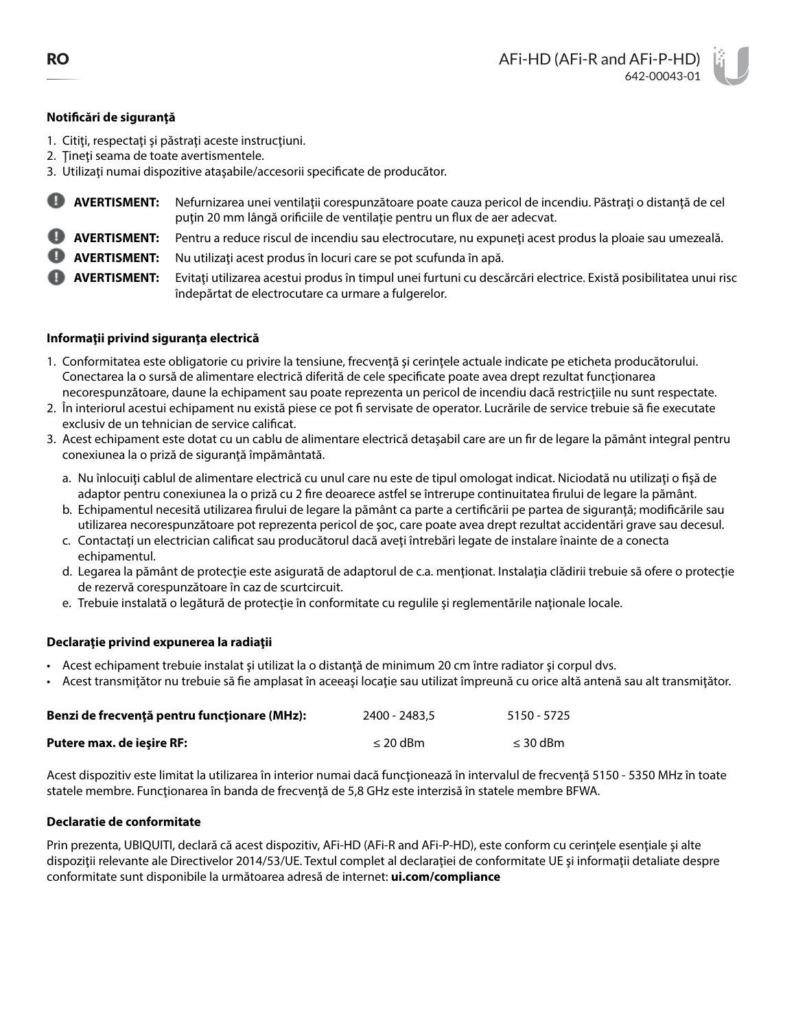**Notificări de siguranţă**

1. Citiţi, respectaţi şi păstraţi aceste instrucţiuni.
2. Ţineţi seama de toate avertismentele.
3. Utilizaţi numai dispozitive ataşabile/accesorii specificate de producător.

**AVERTISMENT:** Nefurnizarea unei ventilaţii corespunzătoare poate cauza pericol de incendiu. Păstraţi o distanţă de cel puţin 20 mm lângă orificiile de ventilaţie pentru un flux de aer adecvat.

**AVERTISMENT:** Pentru a reduce riscul de incendiu sau electrocutare, nu expuneţi acest produs la ploaie sau umezeală.

**AVERTISMENT:** Nu utilizaţi acest produs în locuri care se pot scufunda în apă.

**AVERTISMENT:** Evitaţi utilizarea acestui produs în timpul unei furtuni cu descărcări electrice. Există posibilitatea unui risc îndepărtat de electrocutare ca urmare a fulgerelor.

**Informaţii privind siguranţa electrică**

1. Conformitatea este obligatorie cu privire la tensiune, frecvenţă şi cerinţele actuale indicate pe eticheta producătorului. Conectarea la o sursă de alimentare electrică diferită de cele specificate poate avea drept rezultat funcţionarea necorespunzătoare, daune la echipament sau poate reprezenta un pericol de incendiu dacă restricţiile nu sunt respectate.
2. În interiorul acestui echipament nu există piese ce pot fi servisate de operator. Lucrările de service trebuie să fie executate exclusiv de un tehnician de service calificat.
3. Acest echipament este dotat cu un cablu de alimentare electrică detaşabil care are un fir de legare la pământ integral pentru conexiunea la o priză de siguranţă împământată.
   a. Nu înlocuiţi cablul de alimentare electrică cu unul care nu este de tipul omologat indicat. Niciodată nu utilizaţi o fişă de adaptor pentru conexiunea la o priză cu 2 fire deoarece astfel se întrerupe continuitatea firului de legare la pământ.
   b. Echipamentul necesită utilizarea firului de legare la pământ ca parte a certificării pe partea de siguranţă; modificările sau utilizarea necorespunzătoare pot reprezenta pericol de şoc, care poate avea drept rezultat accidentări grave sau decesul.
   c. Contactaţi un electrician calificat sau producătorul dacă aveţi întrebări legate de instalare înainte de a conecta echipamentul.
   d. Legarea la pământ de protecţie este asigurată de adaptorul de c.a. menţionat. Instalaţia clădirii trebuie să ofere o protecţie de rezervă corespunzătoare în caz de scurtcircuit.
   e. Trebuie instalată o legătură de protecţie în conformitate cu regulile şi reglementările naţionale locale.

**Declaraţie privind expunerea la radiaţii**

- Acest echipament trebuie instalat şi utilizat la o distanţă de minimum 20 cm între radiator şi corpul dvs.
- Acest transmiţător nu trebuie să fie amplasat în aceeaşi locaţie sau utilizat împreună cu orice altă antenă sau alt transmiţător.

| | | |
|---|---|---|
| **Benzi de frecvenţă pentru funcţionare (MHz):** | 2400 - 2483,5 | 5150 - 5725 |
| **Putere max. de ieşire RF:** | ≤ 20 dBm | ≤ 30 dBm |

Acest dispozitiv este limitat la utilizarea în interior numai dacă funcţionează în intervalul de frecvenţă 5150 - 5350 MHz în toate statele membre. Funcţionarea în banda de frecvenţă de 5,8 GHz este interzisă în statele membre BFWA.

**Declaratie de conformitate**

Prin prezenta, UBIQUITI, declară că acest dispozitiv, AFi-HD (AFi-R and AFi-P-HD), este conform cu cerinţele esenţiale şi alte dispoziţii relevante ale Directivelor 2014/53/UE. Textul complet al declaraţiei de conformitate UE şi informaţii detaliate despre conformitate sunt disponibile la următoarea adresă de internet: **ui.com/compliance**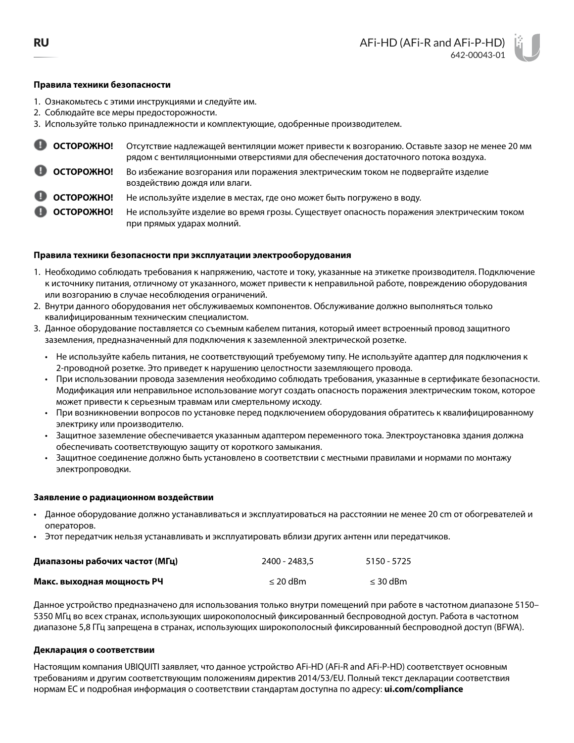RU

# AFi-HD (AFi-R and AFi-P-HD)

642-00043-01

## Правила техники безопасности

1. Ознакомьтесь с этими инструкциями и следуйте им.
2. Соблюдайте все меры предосторожности.
3. Используйте только принадлежности и комплектующие, одобренные производителем.

**ОСТОРОЖНО!** Отсутствие надлежащей вентиляции может привести к возгоранию. Оставьте зазор не менее 20 мм рядом с вентиляционными отверстиями для обеспечения достаточного потока воздуха.

**ОСТОРОЖНО!** Во избежание возгорания или поражения электрическим током не подвергайте изделие воздействию дождя или влаги.

**ОСТОРОЖНО!** Не используйте изделие в местах, где оно может быть погружено в воду.

**ОСТОРОЖНО!** Не используйте изделие во время грозы. Существует опасность поражения электрическим током при прямых ударах молний.

## Правила техники безопасности при эксплуатации электрооборудования

1. Необходимо соблюдать требования к напряжению, частоте и току, указанные на этикетке производителя. Подключение к источнику питания, отличному от указанного, может привести к неправильной работе, повреждению оборудования или возгоранию в случае несоблюдения ограничений.
2. Внутри данного оборудования нет обслуживаемых компонентов. Обслуживание должно выполняться только квалифицированным техническим специалистом.
3. Данное оборудование поставляется со съемным кабелем питания, который имеет встроенный провод защитного заземления, предназначенный для подключения к заземленной электрической розетке.
   - Не используйте кабель питания, не соответствующий требуемому типу. Не используйте адаптер для подключения к 2-проводной розетке. Это приведет к нарушению целостности заземляющего провода.
   - При использовании провода заземления необходимо соблюдать требования, указанные в сертификате безопасности. Модификация или неправильное использование могут создать опасность поражения электрическим током, которое может привести к серьезным травмам или смертельному исходу.
   - При возникновении вопросов по установке перед подключением оборудования обратитесь к квалифицированному электрику или производителю.
   - Защитное заземление обеспечивается указанным адаптером переменного тока. Электроустановка здания должна обеспечивать соответствующую защиту от короткого замыкания.
   - Защитное соединение должно быть установлено в соответствии с местными правилами и нормами по монтажу электропроводки.

## Заявление о радиационном воздействии

- Данное оборудование должно устанавливаться и эксплуатироваться на расстоянии не менее 20 cm от обогревателей и операторов.
- Этот передатчик нельзя устанавливать и эксплуатировать вблизи других антенн или передатчиков.

| **Диапазоны рабочих частот (МГц)** | 2400 - 2483,5 | 5150 - 5725 |
|---|---|---|
| **Макс. выходная мощность РЧ** | ≤ 20 dBm | ≤ 30 dBm |

Данное устройство предназначено для использования только внутри помещений при работе в частотном диапазоне 5150–5350 МГц во всех странах, использующих широкополосный фиксированный беспроводной доступ. Работа в частотном диапазоне 5,8 ГГц запрещена в странах, использующих широкополосный фиксированный беспроводной доступ (BFWA).

## Декларация о соответствии

Настоящим компания UBIQUITI заявляет, что данное устройство AFi-HD (AFi-R and AFi-P-HD) соответствует основным требованиям и другим соответствующим положениям директив 2014/53/EU. Полный текст декларации соответствия нормам ЕС и подробная информация о соответствии стандартам доступна по адресу: **ui.com/compliance**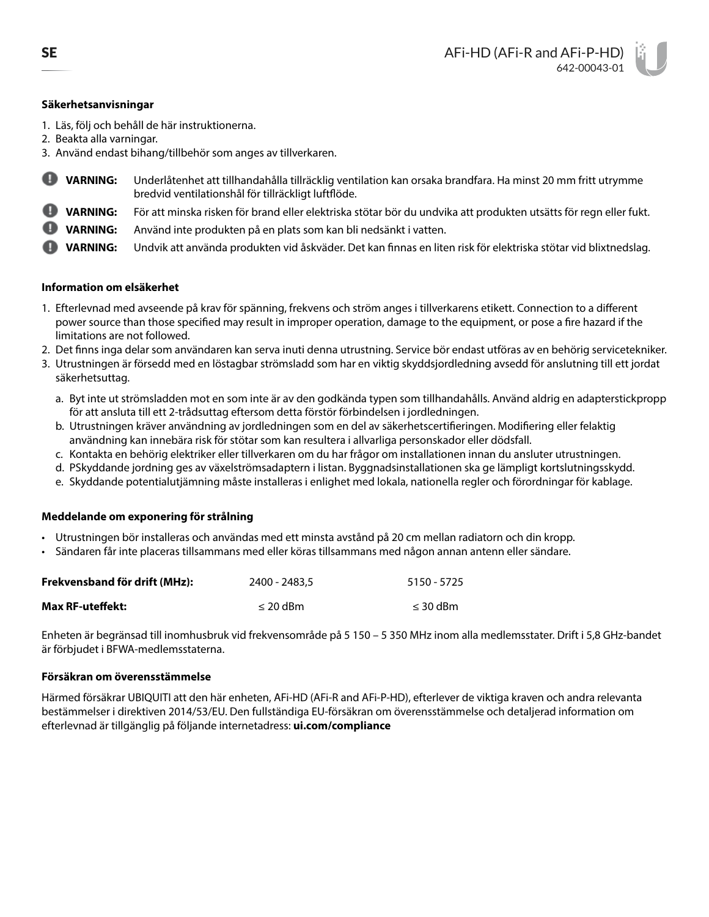### Säkerhetsanvisningar

1. Läs, följ och behåll de här instruktionerna.
2. Beakta alla varningar.
3. Använd endast bihang/tillbehör som anges av tillverkaren.

**VARNING:** Underlåtenhet att tillhandahålla tillräcklig ventilation kan orsaka brandfara. Ha minst 20 mm fritt utrymme bredvid ventilationshål för tillräckligt luftflöde.

**VARNING:** För att minska risken för brand eller elektriska stötar bör du undvika att produkten utsätts för regn eller fukt.

**VARNING:** Använd inte produkten på en plats som kan bli nedsänkt i vatten.

**VARNING:** Undvik att använda produkten vid åskväder. Det kan finnas en liten risk för elektriska stötar vid blixtnedslag.

### Information om elsäkerhet

1. Efterlevnad med avseende på krav för spänning, frekvens och ström anges i tillverkarens etikett. Connection to a different power source than those specified may result in improper operation, damage to the equipment, or pose a fire hazard if the limitations are not followed.
2. Det finns inga delar som användaren kan serva inuti denna utrustning. Service bör endast utföras av en behörig servicetekniker.
3. Utrustningen är försedd med en löstagbar strömsladd som har en viktig skyddsjordledning avsedd för anslutning till ett jordat säkerhetsuttag.
   a. Byt inte ut strömsladden mot en som inte är av den godkända typen som tillhandahålls. Använd aldrig en adapterstickpropp för att ansluta till ett 2-trådsuttag eftersom detta förstör förbindelsen i jordledningen.
   b. Utrustningen kräver användning av jordledningen som en del av säkerhetscertifieringen. Modifiering eller felaktig användning kan innebära risk för stötar som kan resultera i allvarliga personskador eller dödsfall.
   c. Kontakta en behörig elektriker eller tillverkaren om du har frågor om installationen innan du ansluter utrustningen.
   d. PSkyddande jordning ges av växelströmsadaptern i listan. Byggnadsinstallationen ska ge lämpligt kortslutningsskydd.
   e. Skyddande potentialutjämning måste installeras i enlighet med lokala, nationella regler och förordningar för kablage.

### Meddelande om exponering för strålning

- Utrustningen bör installeras och användas med ett minsta avstånd på 20 cm mellan radiatorn och din kropp.
- Sändaren får inte placeras tillsammans med eller köras tillsammans med någon annan antenn eller sändare.

| | | |
|---|---|---|
| **Frekvensband för drift (MHz):** | 2400 - 2483,5 | 5150 - 5725 |
| **Max RF-uteffekt:** | ≤ 20 dBm | ≤ 30 dBm |

Enheten är begränsad till inomhusbruk vid frekvensområde på 5 150 – 5 350 MHz inom alla medlemsstater. Drift i 5,8 GHz-bandet är förbjudet i BFWA-medlemsstaterna.

### Försäkran om överensstämmelse

Härmed försäkrar UBIQUITI att den här enheten, AFi-HD (AFi-R and AFi-P-HD), efterlever de viktiga kraven och andra relevanta bestämmelser i direktiven 2014/53/EU. Den fullständiga EU-försäkran om överensstämmelse och detaljerad information om efterlevnad är tillgänglig på följande internetadress: **ui.com/compliance**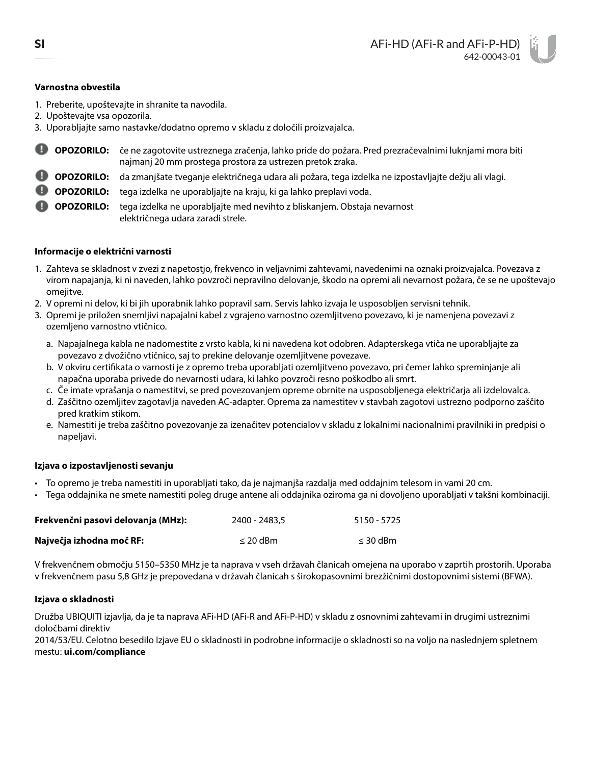### Varnostna obvestila

1. Preberite, upoštevajte in shranite ta navodila.
2. Upoštevajte vsa opozorila.
3. Uporabljajte samo nastavke/dodatno opremo v skladu z določili proizvajalca.

**OPOZORILO:** če ne zagotovite ustreznega zračenja, lahko pride do požara. Pred prezračevalnimi luknjami mora biti najmanj 20 mm prostega prostora za ustrezen pretok zraka.

**OPOZORILO:** da zmanjšate tveganje električnega udara ali požara, tega izdelka ne izpostavljajte dežju ali vlagi.

**OPOZORILO:** tega izdelka ne uporabljajte na kraju, ki ga lahko preplavi voda.

**OPOZORILO:** tega izdelka ne uporabljajte med nevihto z bliskanjem. Obstaja nevarnost električnega udara zaradi strele.

### Informacije o električni varnosti

1. Zahteva se skladnost v zvezi z napetostjo, frekvenco in veljavnimi zahtevami, navedenimi na oznaki proizvajalca. Povezava z virom napajanja, ki ni naveden, lahko povzroči nepravilno delovanje, škodo na opremi ali nevarnost požara, če se ne upoštevajo omejitve.
2. V opremi ni delov, ki bi jih uporabnik lahko popravil sam. Servis lahko izvaja le usposobljen servisni tehnik.
3. Opremi je priložen snemljivi napajalni kabel z vgrajeno varnostno ozemljitveno povezavo, ki je namenjena povezavi z ozemljeno varnostno vtičnico.
   a. Napajalnega kabla ne nadomestite z vrsto kabla, ki ni navedena kot odobren. Adapterskega vtiča ne uporabljajte za povezavo z dvožično vtičnico, saj to prekine delovanje ozemljitvene povezave.
   b. V okviru certifikata o varnosti je z opremo treba uporabljati ozemljitveno povezavo, pri čemer lahko spreminjanje ali napačna uporaba privede do nevarnosti udara, ki lahko povzroči resno poškodbo ali smrt.
   c. Če imate vprašanja o namestitvi, se pred povezovanjem opreme obrnite na usposobljenega električarja ali izdelovalca.
   d. Zaščitno ozemljitev zagotavlja naveden AC-adapter. Oprema za namestitev v stavbah zagotovi ustrezno podporno zaščito pred kratkim stikom.
   e. Namestiti je treba zaščitno povezovanje za izenačitev potencialov v skladu z lokalnimi nacionalnimi pravilniki in predpisi o napeljavi.

### Izjava o izpostavljenosti sevanju

- To opremo je treba namestiti in uporabljati tako, da je najmanjša razdalja med oddajnim telesom in vami 20 cm.
- Tega oddajnika ne smete namestiti poleg druge antene ali oddajnika oziroma ga ni dovoljeno uporabljati v takšni kombinaciji.

| | | |
|---|---|---|
| **Frekvenčni pasovi delovanja (MHz):** | 2400 - 2483,5 | 5150 - 5725 |
| **Največja izhodna moč RF:** | ≤ 20 dBm | ≤ 30 dBm |

V frekvenčnem območju 5150–5350 MHz je ta naprava v vseh državah članicah omejena na uporabo v zaprtih prostorih. Uporaba v frekvenčnem pasu 5,8 GHz je prepovedana v državah članicah s širokopasovnimi brezžičnimi dostopovnimi sistemi (BFWA).

### Izjava o skladnosti

Družba UBIQUITI izjavlja, da je ta naprava AFi-HD (AFi-R and AFi-P-HD) v skladu z osnovnimi zahtevami in drugimi ustreznimi določbami direktiv
2014/53/EU. Celotno besedilo Izjave EU o skladnosti in podrobne informacije o skladnosti so na voljo na naslednjem spletnem mestu: **ui.com/compliance**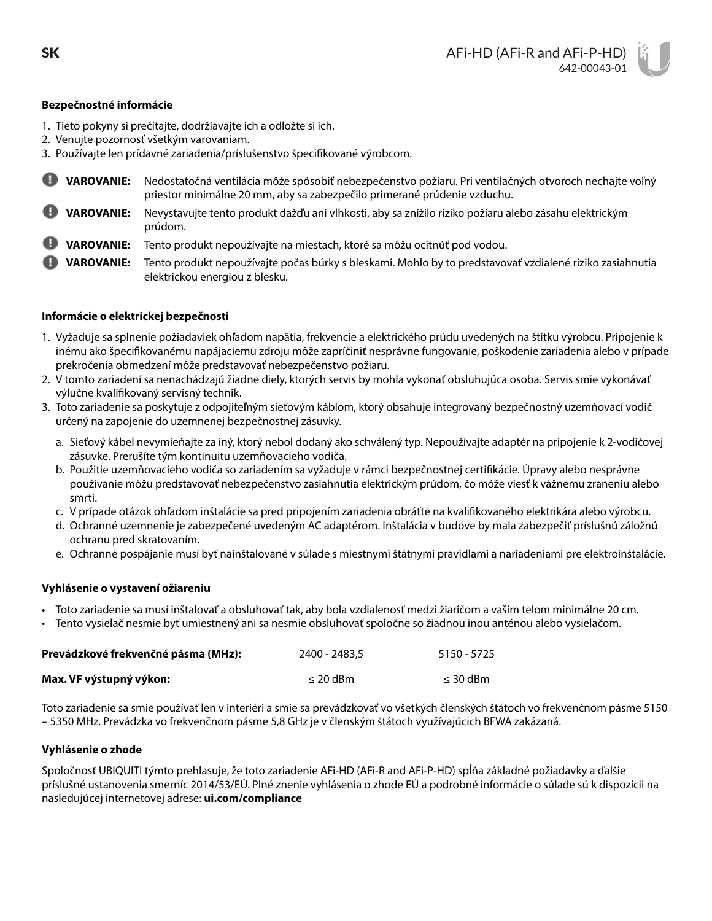**Bezpečnostné informácie**

1. Tieto pokyny si prečítajte, dodržiavajte ich a odložte si ich.
2. Venujte pozornosť všetkým varovaniam.
3. Používajte len prídavné zariadenia/príslušenstvo špecifikované výrobcom.

**VAROVANIE:** Nedostatočná ventilácia môže spôsobiť nebezpečenstvo požiaru. Pri ventilačných otvoroch nechajte voľný priestor minimálne 20 mm, aby sa zabezpečilo primerané prúdenie vzduchu.

**VAROVANIE:** Nevystavujte tento produkt dažďu ani vlhkosti, aby sa znížilo riziko požiaru alebo zásahu elektrickým prúdom.

**VAROVANIE:** Tento produkt nepoužívajte na miestach, ktoré sa môžu ocitnúť pod vodou.

**VAROVANIE:** Tento produkt nepoužívajte počas búrky s bleskami. Mohlo by to predstavovať vzdialené riziko zasiahnutia elektrickou energiou z blesku.

**Informácie o elektrickej bezpečnosti**

1. Vyžaduje sa splnenie požiadaviek ohľadom napätia, frekvencie a elektrického prúdu uvedených na štítku výrobcu. Pripojenie k inému ako špecifikovanému napájaciemu zdroju môže zapríčiniť nesprávne fungovanie, poškodenie zariadenia alebo v prípade prekročenia obmedzení môže predstavovať nebezpečenstvo požiaru.
2. V tomto zariadení sa nenachádzajú žiadne diely, ktorých servis by mohla vykonať obsluhujúca osoba. Servis smie vykonávať výlučne kvalifikovaný servisný technik.
3. Toto zariadenie sa poskytuje z odpojiteľným sieťovým káblom, ktorý obsahuje integrovaný bezpečnostný uzemňovací vodič určený na zapojenie do uzemnenej bezpečnostnej zásuvky.
   a. Sieťový kábel nevymieňajte za iný, ktorý nebol dodaný ako schválený typ. Nepoužívajte adaptér na pripojenie k 2-vodičovej zásuvke. Prerušíte tým kontinuitu uzemňovacieho vodiča.
   b. Použitie uzemňovacieho vodiča so zariadením sa vyžaduje v rámci bezpečnostnej certifikácie. Úpravy alebo nesprávne používanie môžu predstavovať nebezpečenstvo zasiahnutia elektrickým prúdom, čo môže viesť k vážnemu zraneniu alebo smrti.
   c. V prípade otázok ohľadom inštalácie sa pred pripojením zariadenia obráťte na kvalifikovaného elektrikára alebo výrobcu.
   d. Ochranné uzemnenie je zabezpečené uvedeným AC adaptérom. Inštalácia v budove by mala zabezpečiť príslušnú záložnú ochranu pred skratovaním.
   e. Ochranné pospájanie musí byť nainštalované v súlade s miestnymi štátnymi pravidlami a nariadeniami pre elektroinštalácie.

**Vyhlásenie o vystavení ožiareniu**

- Toto zariadenie sa musí inštalovať a obsluhovať tak, aby bola vzdialenosť medzi žiaričom a vaším telom minimálne 20 cm.
- Tento vysielač nesmie byť umiestnený ani sa nesmie obsluhovať spoločne so žiadnou inou anténou alebo vysielačom.

| | | |
|---|---|---|
| **Prevádzkové frekvenčné pásma (MHz):** | 2400 - 2483,5 | 5150 - 5725 |
| **Max. VF výstupný výkon:** | ≤ 20 dBm | ≤ 30 dBm |

Toto zariadenie sa smie používať len v interiéri a smie sa prevádzkovať vo všetkých členských štátoch vo frekvenčnom pásme 5150 – 5350 MHz. Prevádzka vo frekvenčnom pásme 5,8 GHz je v členským štátoch využívajúcich BFWA zakázaná.

**Vyhlásenie o zhode**

Spoločnosť UBIQUITI týmto prehlasuje, že toto zariadenie AFi-HD (AFi-R and AFi-P-HD) spĺňa základné požiadavky a ďalšie príslušné ustanovenia smerníc 2014/53/EÚ. Plné znenie vyhlásenia o zhode EÚ a podrobné informácie o súlade sú k dispozícii na nasledujúcej internetovej adrese: **ui.com/compliance**